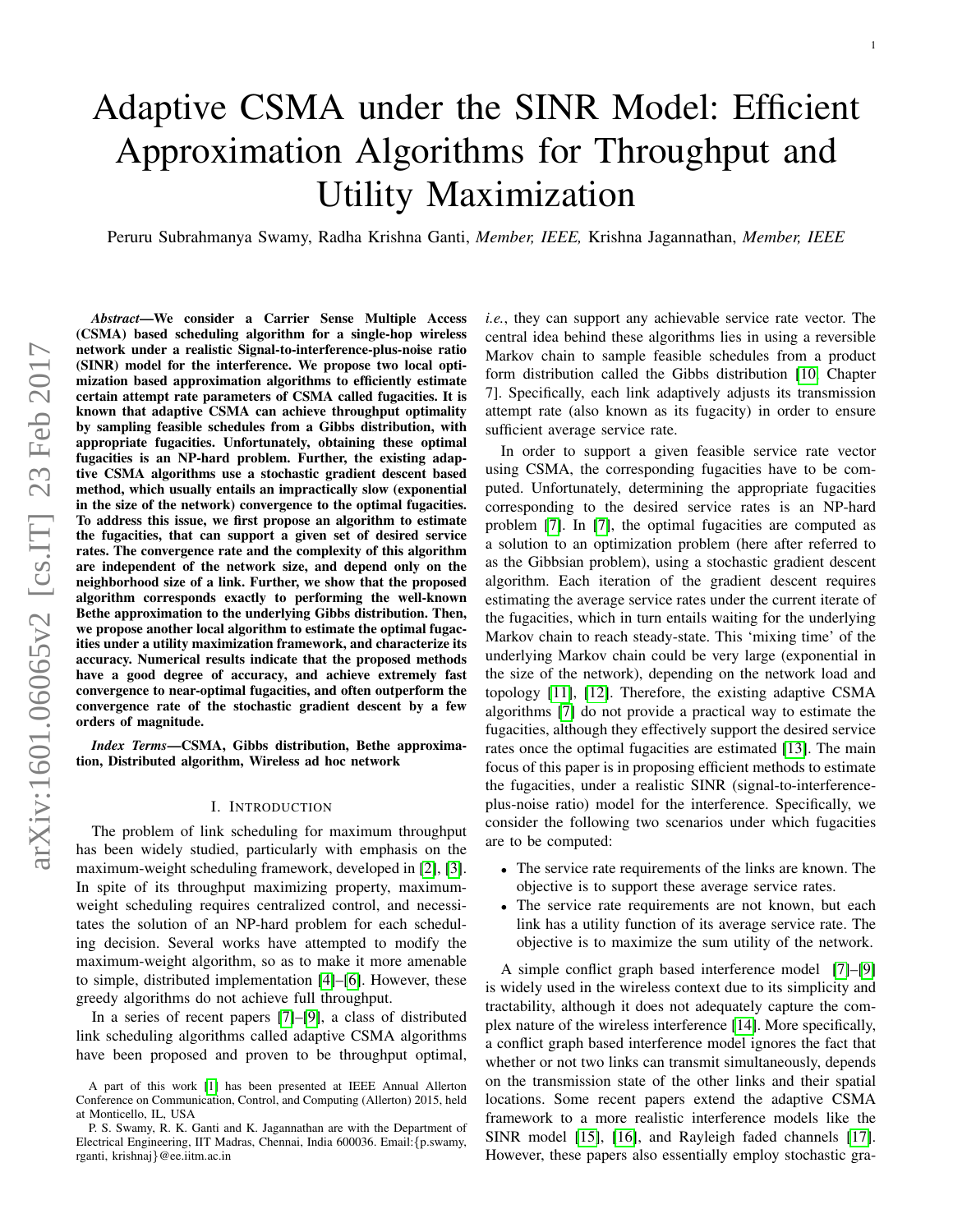# Adaptive CSMA under the SINR Model: Efficient Approximation Algorithms for Throughput and Utility Maximization

Peruru Subrahmanya Swamy, Radha Krishna Ganti, *Member, IEEE,* Krishna Jagannathan, *Member, IEEE*

***Abstract*—We consider a Carrier Sense Multiple Access (CSMA) based scheduling algorithm for a single-hop wireless network under a realistic Signal-to-interference-plus-noise ratio (SINR) model for the interference. We propose two local optimization based approximation algorithms to efficiently estimate certain attempt rate parameters of CSMA called fugacities. It is known that adaptive CSMA can achieve throughput optimality by sampling feasible schedules from a Gibbs distribution, with appropriate fugacities. Unfortunately, obtaining these optimal fugacities is an NP-hard problem. Further, the existing adaptive CSMA algorithms use a stochastic gradient descent based method, which usually entails an impractically slow (exponential in the size of the network) convergence to the optimal fugacities. To address this issue, we first propose an algorithm to estimate the fugacities, that can support a given set of desired service rates. The convergence rate and the complexity of this algorithm are independent of the network size, and depend only on the neighborhood size of a link. Further, we show that the proposed algorithm corresponds exactly to performing the well-known Bethe approximation to the underlying Gibbs distribution. Then, we propose another local algorithm to estimate the optimal fugacities under a utility maximization framework, and characterize its accuracy. Numerical results indicate that the proposed methods have a good degree of accuracy, and achieve extremely fast convergence to near-optimal fugacities, and often outperform the convergence rate of the stochastic gradient descent by a few orders of magnitude.**

***Index Terms*—CSMA, Gibbs distribution, Bethe approximation, Distributed algorithm, Wireless ad hoc network**

## I. Introduction

The problem of link scheduling for maximum throughput has been widely studied, particularly with emphasis on the maximum-weight scheduling framework, developed in [2], [3]. In spite of its throughput maximizing property, maximum-weight scheduling requires centralized control, and necessitates the solution of an NP-hard problem for each scheduling decision. Several works have attempted to modify the maximum-weight algorithm, so as to make it more amenable to simple, distributed implementation [4]–[6]. However, these greedy algorithms do not achieve full throughput.

In a series of recent papers [7]–[9], a class of distributed link scheduling algorithms called adaptive CSMA algorithms have been proposed and proven to be throughput optimal, *i.e.*, they can support any achievable service rate vector. The central idea behind these algorithms lies in using a reversible Markov chain to sample feasible schedules from a product form distribution called the Gibbs distribution [10, Chapter 7]. Specifically, each link adaptively adjusts its transmission attempt rate (also known as its fugacity) in order to ensure sufficient average service rate.

In order to support a given feasible service rate vector using CSMA, the corresponding fugacities have to be computed. Unfortunately, determining the appropriate fugacities corresponding to the desired service rates is an NP-hard problem [7]. In [7], the optimal fugacities are computed as a solution to an optimization problem (here after referred to as the Gibbsian problem), using a stochastic gradient descent algorithm. Each iteration of the gradient descent requires estimating the average service rates under the current iterate of the fugacities, which in turn entails waiting for the underlying Markov chain to reach steady-state. This 'mixing time' of the underlying Markov chain could be very large (exponential in the size of the network), depending on the network load and topology [11], [12]. Therefore, the existing adaptive CSMA algorithms [7] do not provide a practical way to estimate the fugacities, although they effectively support the desired service rates once the optimal fugacities are estimated [13]. The main focus of this paper is in proposing efficient methods to estimate the fugacities, under a realistic SINR (signal-to-interference-plus-noise ratio) model for the interference. Specifically, we consider the following two scenarios under which fugacities are to be computed:

- The service rate requirements of the links are known. The objective is to support these average service rates.
- The service rate requirements are not known, but each link has a utility function of its average service rate. The objective is to maximize the sum utility of the network.

A simple conflict graph based interference model [7]–[9] is widely used in the wireless context due to its simplicity and tractability, although it does not adequately capture the complex nature of the wireless interference [14]. More specifically, a conflict graph based interference model ignores the fact that whether or not two links can transmit simultaneously, depends on the transmission state of the other links and their spatial locations. Some recent papers extend the adaptive CSMA framework to a more realistic interference models like the SINR model [15], [16], and Rayleigh faded channels [17]. However, these papers also essentially employ stochastic gra-

A part of this work [1] has been presented at IEEE Annual Allerton Conference on Communication, Control, and Computing (Allerton) 2015, held at Monticello, IL, USA

P. S. Swamy, R. K. Ganti and K. Jagannathan are with the Department of Electrical Engineering, IIT Madras, Chennai, India 600036. Email:{p.swamy, rganti, krishnaj}@ee.iitm.ac.in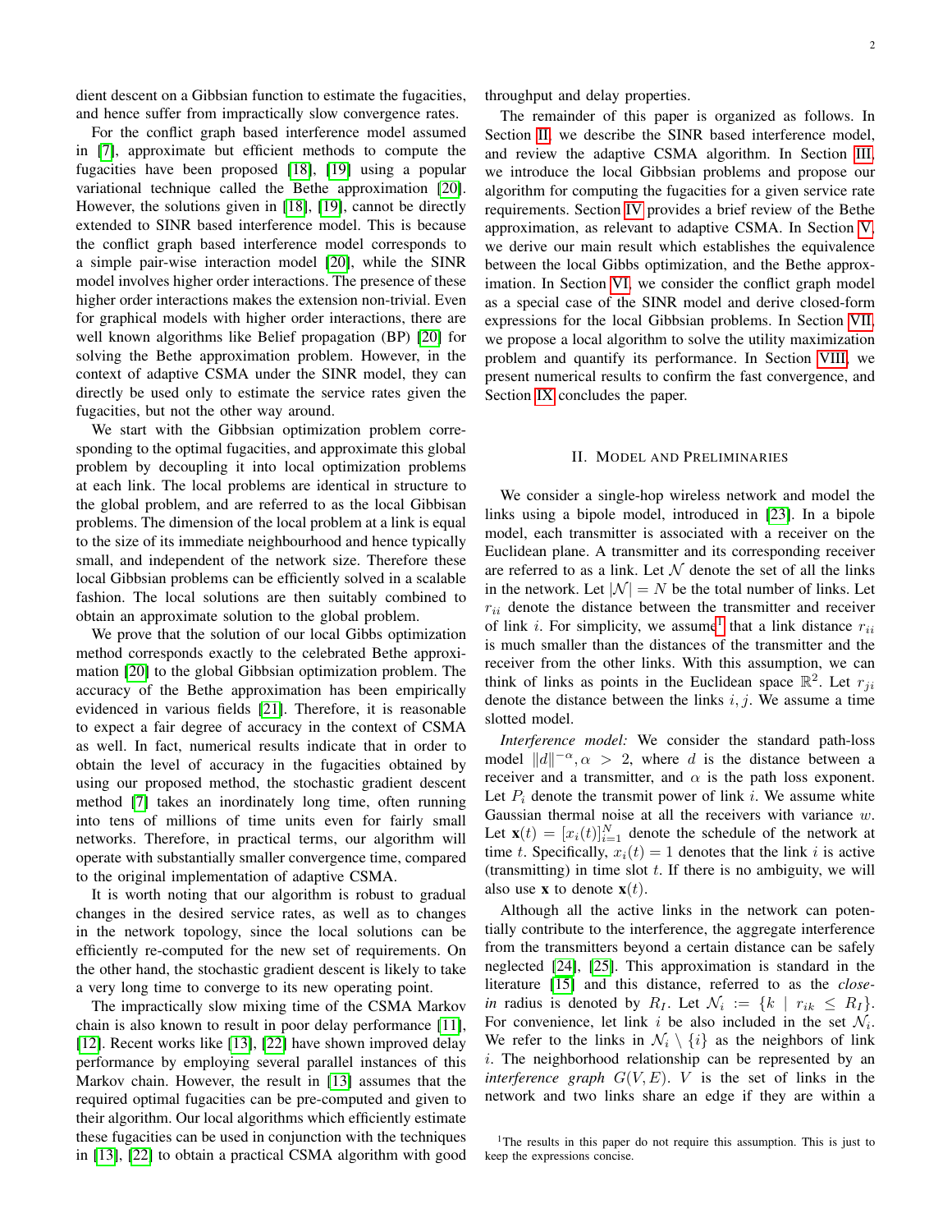dient descent on a Gibbsian function to estimate the fugacities, and hence suffer from impractically slow convergence rates.

For the conflict graph based interference model assumed in [7], approximate but efficient methods to compute the fugacities have been proposed [18], [19] using a popular variational technique called the Bethe approximation [20]. However, the solutions given in [18], [19], cannot be directly extended to SINR based interference model. This is because the conflict graph based interference model corresponds to a simple pair-wise interaction model [20], while the SINR model involves higher order interactions. The presence of these higher order interactions makes the extension non-trivial. Even for graphical models with higher order interactions, there are well known algorithms like Belief propagation (BP) [20] for solving the Bethe approximation problem. However, in the context of adaptive CSMA under the SINR model, they can directly be used only to estimate the service rates given the fugacities, but not the other way around.

We start with the Gibbsian optimization problem corresponding to the optimal fugacities, and approximate this global problem by decoupling it into local optimization problems at each link. The local problems are identical in structure to the global problem, and are referred to as the local Gibbisan problems. The dimension of the local problem at a link is equal to the size of its immediate neighbourhood and hence typically small, and independent of the network size. Therefore these local Gibbsian problems can be efficiently solved in a scalable fashion. The local solutions are then suitably combined to obtain an approximate solution to the global problem.

We prove that the solution of our local Gibbs optimization method corresponds exactly to the celebrated Bethe approximation [20] to the global Gibbsian optimization problem. The accuracy of the Bethe approximation has been empirically evidenced in various fields [21]. Therefore, it is reasonable to expect a fair degree of accuracy in the context of CSMA as well. In fact, numerical results indicate that in order to obtain the level of accuracy in the fugacities obtained by using our proposed method, the stochastic gradient descent method [7] takes an inordinately long time, often running into tens of millions of time units even for fairly small networks. Therefore, in practical terms, our algorithm will operate with substantially smaller convergence time, compared to the original implementation of adaptive CSMA.

It is worth noting that our algorithm is robust to gradual changes in the desired service rates, as well as to changes in the network topology, since the local solutions can be efficiently re-computed for the new set of requirements. On the other hand, the stochastic gradient descent is likely to take a very long time to converge to its new operating point.

The impractically slow mixing time of the CSMA Markov chain is also known to result in poor delay performance [11], [12]. Recent works like [13], [22] have shown improved delay performance by employing several parallel instances of this Markov chain. However, the result in [13] assumes that the required optimal fugacities can be pre-computed and given to their algorithm. Our local algorithms which efficiently estimate these fugacities can be used in conjunction with the techniques in [13], [22] to obtain a practical CSMA algorithm with good throughput and delay properties.

The remainder of this paper is organized as follows. In Section II, we describe the SINR based interference model, and review the adaptive CSMA algorithm. In Section III, we introduce the local Gibbsian problems and propose our algorithm for computing the fugacities for a given service rate requirements. Section IV provides a brief review of the Bethe approximation, as relevant to adaptive CSMA. In Section V, we derive our main result which establishes the equivalence between the local Gibbs optimization, and the Bethe approximation. In Section VI, we consider the conflict graph model as a special case of the SINR model and derive closed-form expressions for the local Gibbsian problems. In Section VII, we propose a local algorithm to solve the utility maximization problem and quantify its performance. In Section VIII, we present numerical results to confirm the fast convergence, and Section IX concludes the paper.

## II. Model and Preliminaries

We consider a single-hop wireless network and model the links using a bipole model, introduced in [23]. In a bipole model, each transmitter is associated with a receiver on the Euclidean plane. A transmitter and its corresponding receiver are referred to as a link. Let $\mathcal{N}$ denote the set of all the links in the network. Let $|\mathcal{N}| = N$ be the total number of links. Let $r_{ii}$ denote the distance between the transmitter and receiver of link $i$. For simplicity, we assume[1] that a link distance $r_{ii}$ is much smaller than the distances of the transmitter and the receiver from the other links. With this assumption, we can think of links as points in the Euclidean space $\mathbb{R}^2$. Let $r_{ji}$ denote the distance between the links $i, j$. We assume a time slotted model.

*Interference model:* We consider the standard path-loss model $\|d\|^{-\alpha}, \alpha > 2$, where $d$ is the distance between a receiver and a transmitter, and $\alpha$ is the path loss exponent. Let $P_i$ denote the transmit power of link $i$. We assume white Gaussian thermal noise at all the receivers with variance $w$. Let $\mathbf{x}(t) = [x_i(t)]_{i=1}^N$ denote the schedule of the network at time $t$. Specifically, $x_i(t) = 1$ denotes that the link $i$ is active (transmitting) in time slot $t$. If there is no ambiguity, we will also use $\mathbf{x}$ to denote $\mathbf{x}(t)$.

Although all the active links in the network can potentially contribute to the interference, the aggregate interference from the transmitters beyond a certain distance can be safely neglected [24], [25]. This approximation is standard in the literature [15] and this distance, referred to as the *close-in* radius is denoted by $R_I$. Let $\mathcal{N}_i := \{k \mid r_{ik} \leq R_I\}$. For convenience, let link $i$ be also included in the set $\mathcal{N}_i$. We refer to the links in $\mathcal{N}_i \setminus \{i\}$ as the neighbors of link $i$. The neighborhood relationship can be represented by an *interference graph* $G(V, E)$. $V$ is the set of links in the network and two links share an edge if they are within a

[1] The results in this paper do not require this assumption. This is just to keep the expressions concise.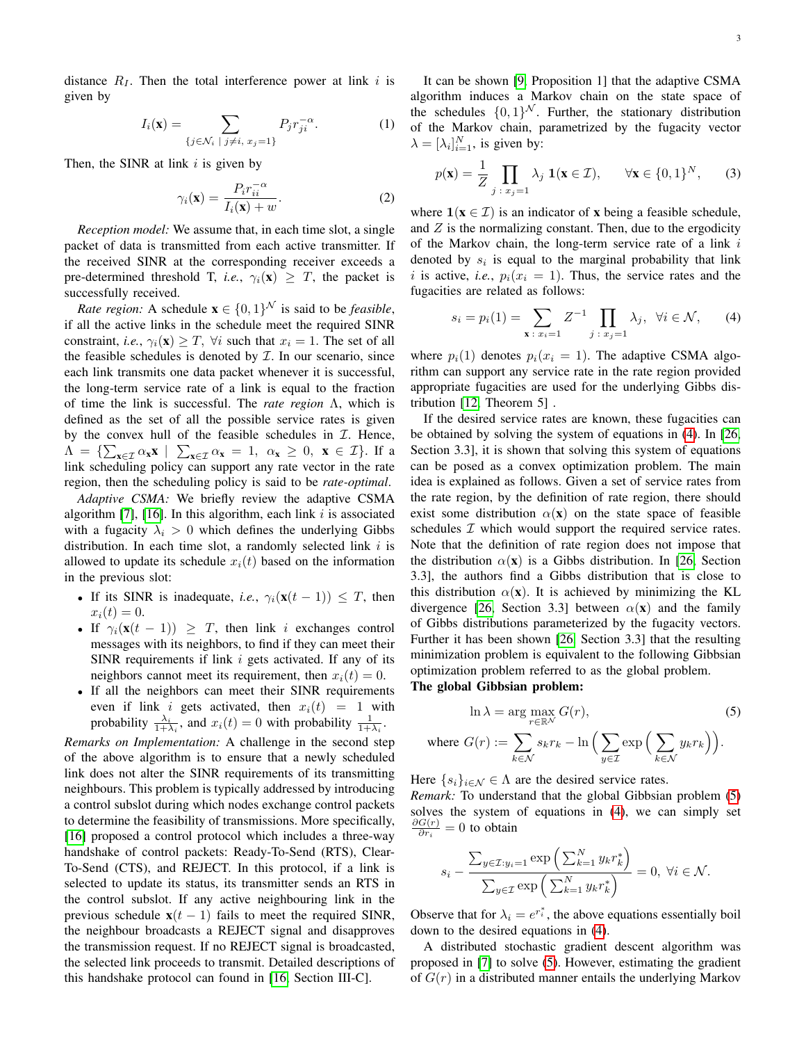distance $R_I$. Then the total interference power at link $i$ is given by

$$I_i(\mathbf{x}) = \sum_{\{j \in \mathcal{N}_i \mid j \neq i,\, x_j = 1\}} P_j r_{ji}^{-\alpha}. \tag{1}$$

Then, the SINR at link $i$ is given by

$$\gamma_i(\mathbf{x}) = \frac{P_i r_{ii}^{-\alpha}}{I_i(\mathbf{x}) + w}. \tag{2}$$

*Reception model:* We assume that, in each time slot, a single packet of data is transmitted from each active transmitter. If the received SINR at the corresponding receiver exceeds a pre-determined threshold T, *i.e.*, $\gamma_i(\mathbf{x}) \geq T$, the packet is successfully received.

*Rate region:* A schedule $\mathbf{x} \in \{0,1\}^{\mathcal{N}}$ is said to be *feasible*, if all the active links in the schedule meet the required SINR constraint, *i.e.*, $\gamma_i(\mathbf{x}) \geq T$, $\forall i$ such that $x_i = 1$. The set of all the feasible schedules is denoted by $\mathcal{I}$. In our scenario, since each link transmits one data packet whenever it is successful, the long-term service rate of a link is equal to the fraction of time the link is successful. The *rate region* $\Lambda$, which is defined as the set of all the possible service rates is given by the convex hull of the feasible schedules in $\mathcal{I}$. Hence, $\Lambda = \{\sum_{\mathbf{x} \in \mathcal{I}} \alpha_{\mathbf{x}} \mathbf{x} \mid \sum_{\mathbf{x} \in \mathcal{I}} \alpha_{\mathbf{x}} = 1,\ \alpha_{\mathbf{x}} \geq 0,\ \mathbf{x} \in \mathcal{I}\}$. If a link scheduling policy can support any rate vector in the rate region, then the scheduling policy is said to be *rate-optimal*.

*Adaptive CSMA:* We briefly review the adaptive CSMA algorithm [7], [16]. In this algorithm, each link $i$ is associated with a fugacity $\lambda_i > 0$ which defines the underlying Gibbs distribution. In each time slot, a randomly selected link $i$ is allowed to update its schedule $x_i(t)$ based on the information in the previous slot:

- If its SINR is inadequate, *i.e.*, $\gamma_i(\mathbf{x}(t-1)) \leq T$, then $x_i(t) = 0$.
- If $\gamma_i(\mathbf{x}(t-1)) \geq T$, then link $i$ exchanges control messages with its neighbors, to find if they can meet their SINR requirements if link $i$ gets activated. If any of its neighbors cannot meet its requirement, then $x_i(t) = 0$.
- If all the neighbors can meet their SINR requirements even if link $i$ gets activated, then $x_i(t) = 1$ with probability $\frac{\lambda_i}{1+\lambda_i}$, and $x_i(t) = 0$ with probability $\frac{1}{1+\lambda_i}$.

*Remarks on Implementation:* A challenge in the second step of the above algorithm is to ensure that a newly scheduled link does not alter the SINR requirements of its transmitting neighbours. This problem is typically addressed by introducing a control subslot during which nodes exchange control packets to determine the feasibility of transmissions. More specifically, [16] proposed a control protocol which includes a three-way handshake of control packets: Ready-To-Send (RTS), Clear-To-Send (CTS), and REJECT. In this protocol, if a link is selected to update its status, its transmitter sends an RTS in the control subslot. If any active neighbouring link in the previous schedule $\mathbf{x}(t-1)$ fails to meet the required SINR, the neighbour broadcasts a REJECT signal and disapproves the transmission request. If no REJECT signal is broadcasted, the selected link proceeds to transmit. Detailed descriptions of this handshake protocol can found in [16, Section III-C].

It can be shown [9, Proposition 1] that the adaptive CSMA algorithm induces a Markov chain on the state space of the schedules $\{0,1\}^{\mathcal{N}}$. Further, the stationary distribution of the Markov chain, parametrized by the fugacity vector $\lambda = [\lambda_i]_{i=1}^N$, is given by:

$$p(\mathbf{x}) = \frac{1}{Z} \prod_{j\,:\,x_j=1} \lambda_j \, \mathbf{1}(\mathbf{x} \in \mathcal{I}), \qquad \forall \mathbf{x} \in \{0,1\}^N, \tag{3}$$

where $\mathbf{1}(\mathbf{x} \in \mathcal{I})$ is an indicator of $\mathbf{x}$ being a feasible schedule, and $Z$ is the normalizing constant. Then, due to the ergodicity of the Markov chain, the long-term service rate of a link $i$ denoted by $s_i$ is equal to the marginal probability that link $i$ is active, *i.e.*, $p_i(x_i = 1)$. Thus, the service rates and the fugacities are related as follows:

$$s_i = p_i(1) = \sum_{\mathbf{x}\,:\,x_i=1} Z^{-1} \prod_{j\,:\,x_j=1} \lambda_j, \ \ \forall i \in \mathcal{N}, \tag{4}$$

where $p_i(1)$ denotes $p_i(x_i = 1)$. The adaptive CSMA algorithm can support any service rate in the rate region provided appropriate fugacities are used for the underlying Gibbs distribution [12, Theorem 5] .

If the desired service rates are known, these fugacities can be obtained by solving the system of equations in (4). In [26, Section 3.3], it is shown that solving this system of equations can be posed as a convex optimization problem. The main idea is explained as follows. Given a set of service rates from the rate region, by the definition of rate region, there should exist some distribution $\alpha(\mathbf{x})$ on the state space of feasible schedules $\mathcal{I}$ which would support the required service rates. Note that the definition of rate region does not impose that the distribution $\alpha(\mathbf{x})$ is a Gibbs distribution. In [26, Section 3.3], the authors find a Gibbs distribution that is close to this distribution $\alpha(\mathbf{x})$. It is achieved by minimizing the KL divergence [26, Section 3.3] between $\alpha(\mathbf{x})$ and the family of Gibbs distributions parameterized by the fugacity vectors. Further it has been shown [26, Section 3.3] that the resulting minimization problem is equivalent to the following Gibbsian optimization problem referred to as the global problem.

**The global Gibbsian problem:**

$$\ln \lambda = \arg\max_{r \in \mathbb{R}^{\mathcal{N}}} G(r), \tag{5}$$

$$\text{where } G(r) := \sum_{k \in \mathcal{N}} s_k r_k - \ln\Big(\sum_{y \in \mathcal{I}} \exp\Big(\sum_{k \in \mathcal{N}} y_k r_k\Big)\Big).$$

Here $\{s_i\}_{i \in \mathcal{N}} \in \Lambda$ are the desired service rates.

*Remark:* To understand that the global Gibbsian problem (5) solves the system of equations in (4), we can simply set $\frac{\partial G(r)}{\partial r_i} = 0$ to obtain

$$s_i - \frac{\sum_{y \in \mathcal{I}: y_i = 1} \exp\Big(\sum_{k=1}^N y_k r_k^*\Big)}{\sum_{y \in \mathcal{I}} \exp\Big(\sum_{k=1}^N y_k r_k^*\Big)} = 0, \ \forall i \in \mathcal{N}.$$

Observe that for $\lambda_i = e^{r_i^*}$, the above equations essentially boil down to the desired equations in (4).

A distributed stochastic gradient descent algorithm was proposed in [7] to solve (5). However, estimating the gradient of $G(r)$ in a distributed manner entails the underlying Markov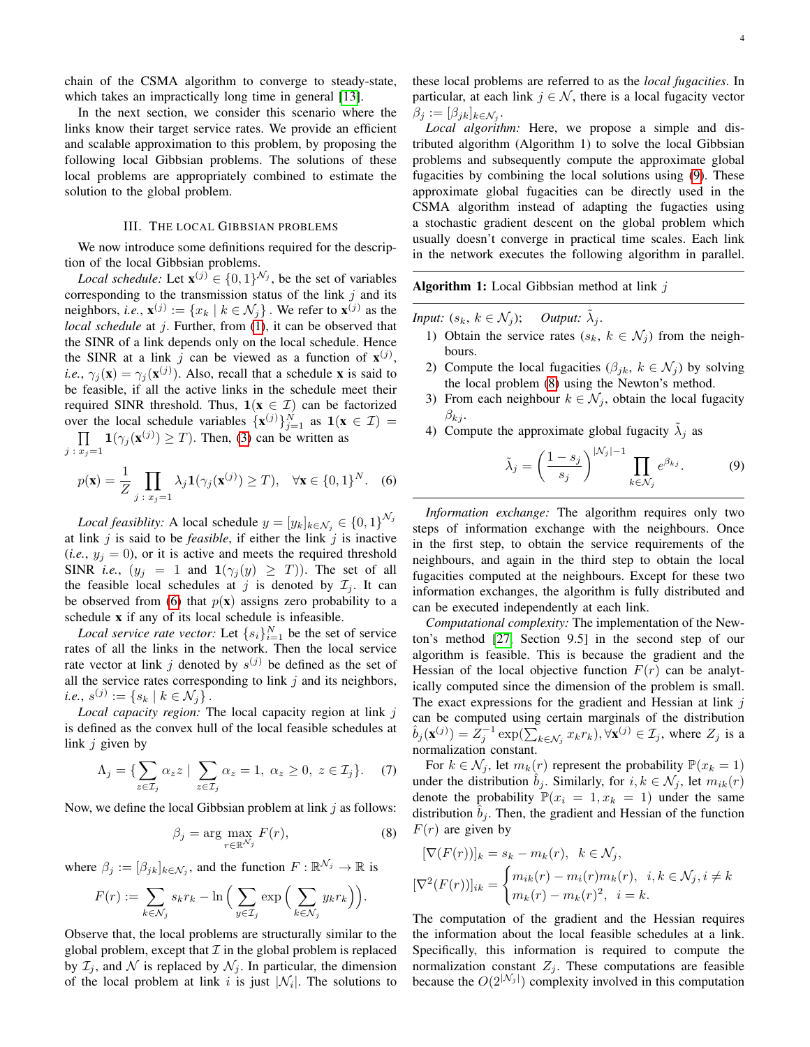chain of the CSMA algorithm to converge to steady-state, which takes an impractically long time in general [13].

In the next section, we consider this scenario where the links know their target service rates. We provide an efficient and scalable approximation to this problem, by proposing the following local Gibbsian problems. The solutions of these local problems are appropriately combined to estimate the solution to the global problem.

## III. The local Gibbsian problems

We now introduce some definitions required for the description of the local Gibbsian problems.

*Local schedule:* Let $\mathbf{x}^{(j)} \in \{0,1\}^{\mathcal{N}_j}$, be the set of variables corresponding to the transmission status of the link $j$ and its neighbors, *i.e.*, $\mathbf{x}^{(j)} := \{x_k \mid k \in \mathcal{N}_j\}$. We refer to $\mathbf{x}^{(j)}$ as the *local schedule* at $j$. Further, from (1), it can be observed that the SINR of a link depends only on the local schedule. Hence the SINR at a link $j$ can be viewed as a function of $\mathbf{x}^{(j)}$, *i.e.*, $\gamma_j(\mathbf{x}) = \gamma_j(\mathbf{x}^{(j)})$. Also, recall that a schedule $\mathbf{x}$ is said to be feasible, if all the active links in the schedule meet their required SINR threshold. Thus, $\mathbf{1}(\mathbf{x} \in \mathcal{I})$ can be factorized over the local schedule variables $\{\mathbf{x}^{(j)}\}_{j=1}^N$ as $\mathbf{1}(\mathbf{x} \in \mathcal{I}) = \prod_{j\,:\,x_j=1} \mathbf{1}(\gamma_j(\mathbf{x}^{(j)}) \geq T)$. Then, (3) can be written as

$$p(\mathbf{x}) = \frac{1}{Z} \prod_{j\,:\,x_j=1} \lambda_j \mathbf{1}(\gamma_j(\mathbf{x}^{(j)}) \geq T), \quad \forall \mathbf{x} \in \{0,1\}^N. \quad (6)$$

*Local feasiblity:* A local schedule $y = [y_k]_{k\in\mathcal{N}_j} \in \{0,1\}^{\mathcal{N}_j}$ at link $j$ is said to be *feasible*, if either the link $j$ is inactive (*i.e.*, $y_j = 0$), or it is active and meets the required threshold SINR *i.e.*, ($y_j = 1$ and $\mathbf{1}(\gamma_j(y) \geq T)$). The set of all the feasible local schedules at $j$ is denoted by $\mathcal{I}_j$. It can be observed from (6) that $p(\mathbf{x})$ assigns zero probability to a schedule $\mathbf{x}$ if any of its local schedule is infeasible.

*Local service rate vector:* Let $\{s_i\}_{i=1}^N$ be the set of service rates of all the links in the network. Then the local service rate vector at link $j$ denoted by $s^{(j)}$ be defined as the set of all the service rates corresponding to link $j$ and its neighbors, *i.e.*, $s^{(j)} := \{s_k \mid k \in \mathcal{N}_j\}$.

*Local capacity region:* The local capacity region at link $j$ is defined as the convex hull of the local feasible schedules at link $j$ given by

$$\Lambda_j = \{\sum_{z\in\mathcal{I}_j} \alpha_z z \mid \sum_{z\in\mathcal{I}_j} \alpha_z = 1,\ \alpha_z \geq 0,\ z \in \mathcal{I}_j\}. \quad (7)$$

Now, we define the local Gibbsian problem at link $j$ as follows:

$$\beta_j = \arg\max_{r\in\mathbb{R}^{\mathcal{N}_j}} F(r), \quad (8)$$

where $\beta_j := [\beta_{jk}]_{k\in\mathcal{N}_j}$, and the function $F : \mathbb{R}^{\mathcal{N}_j} \to \mathbb{R}$ is

$$F(r) := \sum_{k\in\mathcal{N}_j} s_k r_k - \ln\Big(\sum_{y\in\mathcal{I}_j} \exp\Big(\sum_{k\in\mathcal{N}_j} y_k r_k\Big)\Big).$$

Observe that, the local problems are structurally similar to the global problem, except that $\mathcal{I}$ in the global problem is replaced by $\mathcal{I}_j$, and $\mathcal{N}$ is replaced by $\mathcal{N}_j$. In particular, the dimension of the local problem at link $i$ is just $|\mathcal{N}_i|$. The solutions to these local problems are referred to as the *local fugacities*. In particular, at each link $j \in \mathcal{N}$, there is a local fugacity vector $\beta_j := [\beta_{jk}]_{k\in\mathcal{N}_j}$.

*Local algorithm:* Here, we propose a simple and distributed algorithm (Algorithm 1) to solve the local Gibbsian problems and subsequently compute the approximate global fugacities by combining the local solutions using (9). These approximate global fugacities can be directly used in the CSMA algorithm instead of adapting the fugacties using a stochastic gradient descent on the global problem which usually doesn't converge in practical time scales. Each link in the network executes the following algorithm in parallel.

---

**Algorithm 1:** Local Gibbsian method at link $j$

---

*Input:* $(s_k,\ k \in \mathcal{N}_j)$; *Output:* $\tilde{\lambda}_j$.

1) Obtain the service rates $(s_k,\ k \in \mathcal{N}_j)$ from the neighbours.
2) Compute the local fugacities $(\beta_{jk},\ k \in \mathcal{N}_j)$ by solving the local problem (8) using the Newton's method.
3) From each neighbour $k \in \mathcal{N}_j$, obtain the local fugacity $\beta_{kj}$.
4) Compute the approximate global fugacity $\tilde{\lambda}_j$ as

$$\tilde{\lambda}_j = \left(\frac{1-s_j}{s_j}\right)^{|\mathcal{N}_j|-1} \prod_{k\in\mathcal{N}_j} e^{\beta_{kj}}. \quad (9)$$

---

*Information exchange:* The algorithm requires only two steps of information exchange with the neighbours. Once in the first step, to obtain the service requirements of the neighbours, and again in the third step to obtain the local fugacities computed at the neighbours. Except for these two information exchanges, the algorithm is fully distributed and can be executed independently at each link.

*Computational complexity:* The implementation of the Newton's method [27, Section 9.5] in the second step of our algorithm is feasible. This is because the gradient and the Hessian of the local objective function $F(r)$ can be analytically computed since the dimension of the problem is small. The exact expressions for the gradient and Hessian at link $j$ can be computed using certain marginals of the distribution $\hat{b}_j(\mathbf{x}^{(j)}) = Z_j^{-1} \exp(\sum_{k\in\mathcal{N}_j} x_k r_k), \forall \mathbf{x}^{(j)} \in \mathcal{I}_j$, where $Z_j$ is a normalization constant.

For $k \in \mathcal{N}_j$, let $m_k(r)$ represent the probability $\mathbb{P}(x_k = 1)$ under the distribution $\hat{b}_j$. Similarly, for $i, k \in \mathcal{N}_j$, let $m_{ik}(r)$ denote the probability $\mathbb{P}(x_i = 1, x_k = 1)$ under the same distribution $\hat{b}_j$. Then, the gradient and Hessian of the function $F(r)$ are given by

$$[\nabla(F(r))]_k = s_k - m_k(r), \quad k \in \mathcal{N}_j,$$

$$[\nabla^2(F(r))]_{ik} = \begin{cases} m_{ik}(r) - m_i(r) m_k(r), & i, k \in \mathcal{N}_j, i \neq k \\ m_k(r) - m_k(r)^2, & i = k. \end{cases}$$

The computation of the gradient and the Hessian requires the information about the local feasible schedules at a link. Specifically, this information is required to compute the normalization constant $Z_j$. These computations are feasible because the $O(2^{|\mathcal{N}_j|})$ complexity involved in this computation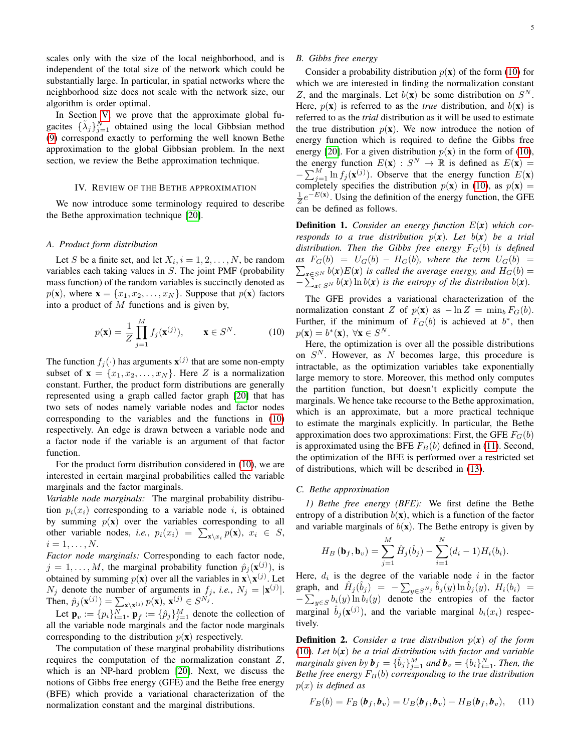scales only with the size of the local neighborhood, and is independent of the total size of the network which could be substantially large. In particular, in spatial networks where the neighborhood size does not scale with the network size, our algorithm is order optimal.

In Section V, we prove that the approximate global fugacites $\{\tilde{\lambda}_j\}_{j=1}^N$ obtained using the local Gibbsian method (9) correspond exactly to performing the well known Bethe approximation to the global Gibbsian problem. In the next section, we review the Bethe approximation technique.

## IV. Review of the Bethe approximation

We now introduce some terminology required to describe the Bethe approximation technique [20].

### A. Product form distribution

Let $S$ be a finite set, and let $X_i, i = 1, 2, \ldots, N$, be random variables each taking values in $S$. The joint PMF (probability mass function) of the random variables is succinctly denoted as $p(\mathbf{x})$, where $\mathbf{x} = \{x_1, x_2, \ldots, x_N\}$. Suppose that $p(\mathbf{x})$ factors into a product of $M$ functions and is given by,

$$p(\mathbf{x}) = \frac{1}{Z} \prod_{j=1}^{M} f_j(\mathbf{x}^{(j)}), \qquad \mathbf{x} \in S^N. \tag{10}$$

The function $f_j(\cdot)$ has arguments $\mathbf{x}^{(j)}$ that are some non-empty subset of $\mathbf{x} = \{x_1, x_2, \ldots, x_N\}$. Here $Z$ is a normalization constant. Further, the product form distributions are generally represented using a graph called factor graph [20] that has two sets of nodes namely variable nodes and factor nodes corresponding to the variables and the functions in (10) respectively. An edge is drawn between a variable node and a factor node if the variable is an argument of that factor function.

For the product form distribution considered in (10), we are interested in certain marginal probabilities called the variable marginals and the factor marginals.

*Variable node marginals:* The marginal probability distribution $p_i(x_i)$ corresponding to a variable node $i$, is obtained by summing $p(\mathbf{x})$ over the variables corresponding to all other variable nodes, *i.e.*, $p_i(x_i) = \sum_{\mathbf{x} \backslash x_i} p(\mathbf{x})$, $x_i \in S$, $i = 1, \ldots, N$.

*Factor node marginals:* Corresponding to each factor node, $j = 1, \ldots, M$, the marginal probability function $\hat{p}_j(\mathbf{x}^{(j)})$, is obtained by summing $p(\mathbf{x})$ over all the variables in $\mathbf{x} \backslash \mathbf{x}^{(j)}$. Let $N_j$ denote the number of arguments in $f_j$, *i.e.*, $N_j = |\mathbf{x}^{(j)}|$. Then, $\hat{p}_j(\mathbf{x}^{(j)}) = \sum_{\mathbf{x} \backslash \mathbf{x}^{(j)}} p(\mathbf{x})$, $\mathbf{x}^{(j)} \in S^{N_j}$.

Let $\mathbf{p}_v := \{p_i\}_{i=1}^N$, $\mathbf{p}_f := \{\hat{p}_j\}_{j=1}^M$ denote the collection of all the variable node marginals and the factor node marginals corresponding to the distribution $p(\mathbf{x})$ respectively.

The computation of these marginal probability distributions requires the computation of the normalization constant $Z$, which is an NP-hard problem [20]. Next, we discuss the notions of Gibbs free energy (GFE) and the Bethe free energy (BFE) which provide a variational characterization of the normalization constant and the marginal distributions.

### B. Gibbs free energy

Consider a probability distribution $p(\mathbf{x})$ of the form (10) for which we are interested in finding the normalization constant $Z$, and the marginals. Let $b(\mathbf{x})$ be some distribution on $S^N$. Here, $p(\mathbf{x})$ is referred to as the *true* distribution, and $b(\mathbf{x})$ is referred to as the *trial* distribution as it will be used to estimate the true distribution $p(\mathbf{x})$. We now introduce the notion of energy function which is required to define the Gibbs free energy [20]. For a given distribution $p(\mathbf{x})$ in the form of (10), the energy function $E(\mathbf{x}) : S^N \to \mathbb{R}$ is defined as $E(\mathbf{x}) = -\sum_{j=1}^{M} \ln f_j(\mathbf{x}^{(j)})$. Observe that the energy function $E(\mathbf{x})$ completely specifies the distribution $p(\mathbf{x})$ in (10), as $p(\mathbf{x}) = \frac{1}{Z} e^{-E(\mathbf{x})}$. Using the definition of the energy function, the GFE can be defined as follows.

**Definition 1.** *Consider an energy function $E(\boldsymbol{x})$ which corresponds to a true distribution $p(\boldsymbol{x})$. Let $b(\boldsymbol{x})$ be a trial distribution. Then the Gibbs free energy $F_G(b)$ is defined as $F_G(b) = U_G(b) - H_G(b)$, where the term $U_G(b) = \sum_{\boldsymbol{x} \in S^N} b(\boldsymbol{x}) E(\boldsymbol{x})$ is called the average energy, and $H_G(b) = -\sum_{\boldsymbol{x} \in S^N} b(\boldsymbol{x}) \ln b(\boldsymbol{x})$ is the entropy of the distribution $b(\boldsymbol{x})$.*

The GFE provides a variational characterization of the normalization constant $Z$ of $p(\mathbf{x})$ as $-\ln Z = \min_b F_G(b)$. Further, if the minimum of $F_G(b)$ is achieved at $b^*$, then $p(\mathbf{x}) = b^*(\mathbf{x})$, $\forall \mathbf{x} \in S^N$.

Here, the optimization is over all the possible distributions on $S^N$. However, as $N$ becomes large, this procedure is intractable, as the optimization variables take exponentially large memory to store. Moreover, this method only computes the partition function, but doesn't explicitly compute the marginals. We hence take recourse to the Bethe approximation, which is an approximate, but a more practical technique to estimate the marginals explicitly. In particular, the Bethe approximation does two approximations: First, the GFE $F_G(b)$ is approximated using the BFE $F_B(b)$ defined in (11). Second, the optimization of the BFE is performed over a restricted set of distributions, which will be described in (13).

### C. Bethe approximation

*1) Bethe free energy (BFE):* We first define the Bethe entropy of a distribution $b(\mathbf{x})$, which is a function of the factor and variable marginals of $b(\mathbf{x})$. The Bethe entropy is given by

$$H_B(\mathbf{b}_f, \mathbf{b}_v) = \sum_{j=1}^{M} \hat{H}_j(\hat{b}_j) - \sum_{i=1}^{N} (d_i - 1) H_i(b_i).$$

Here, $d_i$ is the degree of the variable node $i$ in the factor graph, and $\hat{H}_j(\hat{b}_j) = -\sum_{y \in S^{N_j}} \hat{b}_j(y) \ln \hat{b}_j(y)$, $H_i(b_i) = -\sum_{y \in S} b_i(y) \ln b_i(y)$ denote the entropies of the factor marginal $\hat{b}_j(\mathbf{x}^{(j)})$, and the variable marginal $b_i(x_i)$ respectively.

**Definition 2.** *Consider a true distribution $p(\boldsymbol{x})$ of the form (10). Let $b(\boldsymbol{x})$ be a trial distribution with factor and variable marginals given by $\boldsymbol{b}_f = \{\hat{b}_j\}_{j=1}^M$ and $\boldsymbol{b}_v = \{b_i\}_{i=1}^N$. Then, the Bethe free energy $F_B(b)$ corresponding to the true distribution $p(x)$ is defined as*

$$F_B(b) = F_B(\boldsymbol{b}_f, \boldsymbol{b}_v) = U_B(\boldsymbol{b}_f, \boldsymbol{b}_v) - H_B(\boldsymbol{b}_f, \boldsymbol{b}_v), \tag{11}$$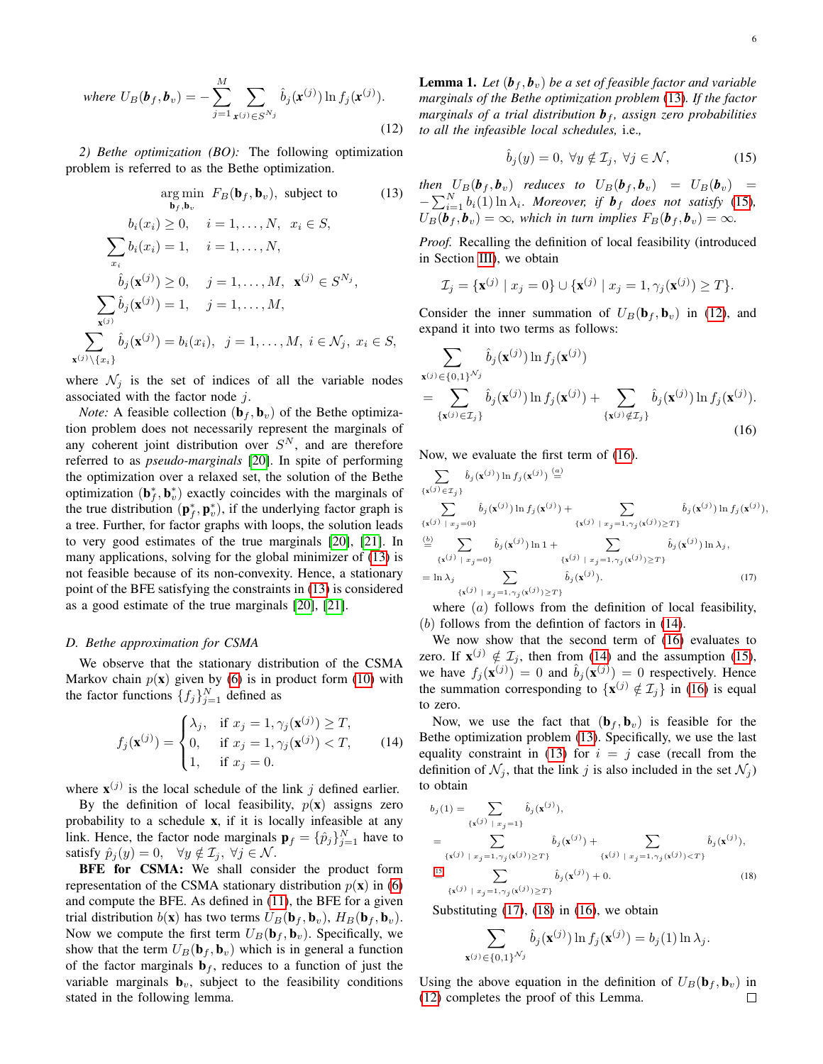where $U_B(\boldsymbol{b}_f, \boldsymbol{b}_v) = -\sum_{j=1}^{M} \sum_{\mathbf{x}^{(j)} \in S^{N_j}} \hat{b}_j(\mathbf{x}^{(j)}) \ln f_j(\mathbf{x}^{(j)})$.

$$(12)$$

*2) Bethe optimization (BO):* The following optimization problem is referred to as the Bethe optimization.

$$\underset{\mathbf{b}_f, \mathbf{b}_v}{\arg\min} \; F_B(\mathbf{b}_f, \mathbf{b}_v), \text{ subject to} \tag{13}$$

$$b_i(x_i) \geq 0, \quad i = 1, \ldots, N, \; x_i \in S,$$

$$\sum_{x_i} b_i(x_i) = 1, \quad i = 1, \ldots, N,$$

$$\hat{b}_j(\mathbf{x}^{(j)}) \geq 0, \quad j = 1, \ldots, M, \; \mathbf{x}^{(j)} \in S^{N_j},$$

$$\sum_{\mathbf{x}^{(j)}} \hat{b}_j(\mathbf{x}^{(j)}) = 1, \quad j = 1, \ldots, M,$$

$$\sum_{\mathbf{x}^{(j)} \setminus \{x_i\}} \hat{b}_j(\mathbf{x}^{(j)}) = b_i(x_i), \quad j = 1, \ldots, M, \; i \in \mathcal{N}_j, \; x_i \in S,$$

where $\mathcal{N}_j$ is the set of indices of all the variable nodes associated with the factor node $j$.

*Note:* A feasible collection $(\mathbf{b}_f, \mathbf{b}_v)$ of the Bethe optimization problem does not necessarily represent the marginals of any coherent joint distribution over $S^N$, and are therefore referred to as *pseudo-marginals* [20]. In spite of performing the optimization over a relaxed set, the solution of the Bethe optimization $(\mathbf{b}_f^*, \mathbf{b}_v^*)$ exactly coincides with the marginals of the true distribution $(\mathbf{p}_f^*, \mathbf{p}_v^*)$, if the underlying factor graph is a tree. Further, for factor graphs with loops, the solution leads to very good estimates of the true marginals [20], [21]. In many applications, solving for the global minimizer of (13) is not feasible because of its non-convexity. Hence, a stationary point of the BFE satisfying the constraints in (13) is considered as a good estimate of the true marginals [20], [21].

### D. Bethe approximation for CSMA

We observe that the stationary distribution of the CSMA Markov chain $p(\mathbf{x})$ given by (6) is in product form (10) with the factor functions $\{f_j\}_{j=1}^{N}$ defined as

$$f_j(\mathbf{x}^{(j)}) = \begin{cases} \lambda_j, & \text{if } x_j = 1, \gamma_j(\mathbf{x}^{(j)}) \geq T, \\ 0, & \text{if } x_j = 1, \gamma_j(\mathbf{x}^{(j)}) < T, \\ 1, & \text{if } x_j = 0. \end{cases} \tag{14}$$

where $\mathbf{x}^{(j)}$ is the local schedule of the link $j$ defined earlier.

By the definition of local feasibility, $p(\mathbf{x})$ assigns zero probability to a schedule $\mathbf{x}$, if it is locally infeasible at any link. Hence, the factor node marginals $\mathbf{p}_f = \{\hat{p}_j\}_{j=1}^{N}$ have to satisfy $\hat{p}_j(y) = 0, \;\; \forall y \notin \mathcal{I}_j, \; \forall j \in \mathcal{N}$.

**BFE for CSMA:** We shall consider the product form representation of the CSMA stationary distribution $p(\mathbf{x})$ in (6) and compute the BFE. As defined in (11), the BFE for a given trial distribution $b(\mathbf{x})$ has two terms $U_B(\mathbf{b}_f, \mathbf{b}_v)$, $H_B(\mathbf{b}_f, \mathbf{b}_v)$. Now we compute the first term $U_B(\mathbf{b}_f, \mathbf{b}_v)$. Specifically, we show that the term $U_B(\mathbf{b}_f, \mathbf{b}_v)$ which is in general a function of the factor marginals $\mathbf{b}_f$, reduces to a function of just the variable marginals $\mathbf{b}_v$, subject to the feasibility conditions stated in the following lemma.

**Lemma 1.** *Let $(\boldsymbol{b}_f, \boldsymbol{b}_v)$ be a set of feasible factor and variable marginals of the Bethe optimization problem (13). If the factor marginals of a trial distribution $\boldsymbol{b}_f$, assign zero probabilities to all the infeasible local schedules,* i.e.,

$$\hat{b}_j(y) = 0, \;\; \forall y \notin \mathcal{I}_j, \; \forall j \in \mathcal{N}, \tag{15}$$

*then $U_B(\boldsymbol{b}_f, \boldsymbol{b}_v)$ reduces to $U_B(\boldsymbol{b}_f, \boldsymbol{b}_v) = U_B(\boldsymbol{b}_v) = -\sum_{i=1}^{N} b_i(1) \ln \lambda_i$. Moreover, if $\boldsymbol{b}_f$ does not satisfy (15), $U_B(\boldsymbol{b}_f, \boldsymbol{b}_v) = \infty$, which in turn implies $F_B(\boldsymbol{b}_f, \boldsymbol{b}_v) = \infty$.*

*Proof.* Recalling the definition of local feasibility (introduced in Section III), we obtain

$$\mathcal{I}_j = \{\mathbf{x}^{(j)} \mid x_j = 0\} \cup \{\mathbf{x}^{(j)} \mid x_j = 1, \gamma_j(\mathbf{x}^{(j)}) \geq T\}.$$

Consider the inner summation of $U_B(\mathbf{b}_f, \mathbf{b}_v)$ in (12), and expand it into two terms as follows:

$$\sum_{\mathbf{x}^{(j)} \in \{0,1\}^{\mathcal{N}_j}} \hat{b}_j(\mathbf{x}^{(j)}) \ln f_j(\mathbf{x}^{(j)})$$
$$= \sum_{\{\mathbf{x}^{(j)} \in \mathcal{I}_j\}} \hat{b}_j(\mathbf{x}^{(j)}) \ln f_j(\mathbf{x}^{(j)}) + \sum_{\{\mathbf{x}^{(j)} \notin \mathcal{I}_j\}} \hat{b}_j(\mathbf{x}^{(j)}) \ln f_j(\mathbf{x}^{(j)}). \tag{16}$$

Now, we evaluate the first term of (16).

$$\sum_{\{\mathbf{x}^{(j)} \in \mathcal{I}_j\}} \hat{b}_j(\mathbf{x}^{(j)}) \ln f_j(\mathbf{x}^{(j)}) \overset{(a)}{=}$$
$$\sum_{\{\mathbf{x}^{(j)} \mid x_j = 0\}} \hat{b}_j(\mathbf{x}^{(j)}) \ln f_j(\mathbf{x}^{(j)}) + \sum_{\{\mathbf{x}^{(j)} \mid x_j = 1, \gamma_j(\mathbf{x}^{(j)}) \geq T\}} \hat{b}_j(\mathbf{x}^{(j)}) \ln f_j(\mathbf{x}^{(j)}),$$
$$\overset{(b)}{=} \sum_{\{\mathbf{x}^{(j)} \mid x_j = 0\}} \hat{b}_j(\mathbf{x}^{(j)}) \ln 1 + \sum_{\{\mathbf{x}^{(j)} \mid x_j = 1, \gamma_j(\mathbf{x}^{(j)}) \geq T\}} \hat{b}_j(\mathbf{x}^{(j)}) \ln \lambda_j,$$
$$= \ln \lambda_j \sum_{\{\mathbf{x}^{(j)} \mid x_j = 1, \gamma_j(\mathbf{x}^{(j)}) \geq T\}} \hat{b}_j(\mathbf{x}^{(j)}). \tag{17}$$

where $(a)$ follows from the definition of local feasibility, $(b)$ follows from the defintion of factors in (14).

We now show that the second term of (16) evaluates to zero. If $\mathbf{x}^{(j)} \notin \mathcal{I}_j$, then from (14) and the assumption (15), we have $f_j(\mathbf{x}^{(j)}) = 0$ and $\hat{b}_j(\mathbf{x}^{(j)}) = 0$ respectively. Hence the summation corresponding to $\{\mathbf{x}^{(j)} \notin \mathcal{I}_j\}$ in (16) is equal to zero.

Now, we use the fact that $(\mathbf{b}_f, \mathbf{b}_v)$ is feasible for the Bethe optimization problem (13). Specifically, we use the last equality constraint in (13) for $i = j$ case (recall from the definition of $\mathcal{N}_j$, that the link $j$ is also included in the set $\mathcal{N}_j$) to obtain

$$b_j(1) = \sum_{\{\mathbf{x}^{(j)} \mid x_j = 1\}} \hat{b}_j(\mathbf{x}^{(j)}),$$
$$= \sum_{\{\mathbf{x}^{(j)} \mid x_j = 1, \gamma_j(\mathbf{x}^{(j)}) \geq T\}} \hat{b}_j(\mathbf{x}^{(j)}) + \sum_{\{\mathbf{x}^{(j)} \mid x_j = 1, \gamma_j(\mathbf{x}^{(j)}) < T\}} \hat{b}_j(\mathbf{x}^{(j)}),$$
$$\overset{(15)}{=} \sum_{\{\mathbf{x}^{(j)} \mid x_j = 1, \gamma_j(\mathbf{x}^{(j)}) \geq T\}} \hat{b}_j(\mathbf{x}^{(j)}) + 0. \tag{18}$$

Substituting (17), (18) in (16), we obtain

$$\sum_{\mathbf{x}^{(j)} \in \{0,1\}^{\mathcal{N}_j}} \hat{b}_j(\mathbf{x}^{(j)}) \ln f_j(\mathbf{x}^{(j)}) = b_j(1) \ln \lambda_j.$$

Using the above equation in the definition of $U_B(\mathbf{b}_f, \mathbf{b}_v)$ in (12) completes the proof of this Lemma. ∎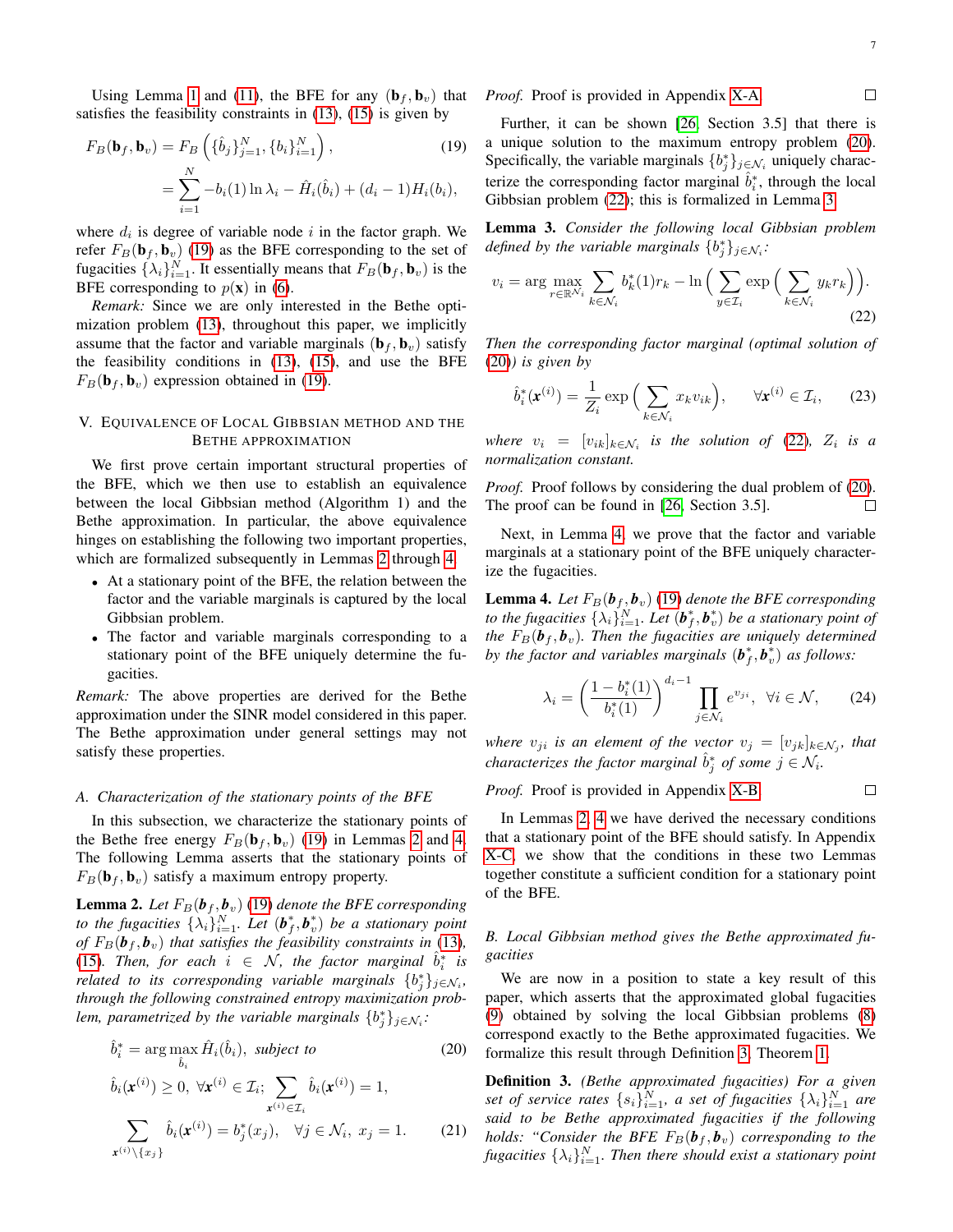Using Lemma 1 and (11), the BFE for any $(\mathbf{b}_f, \mathbf{b}_v)$ that satisfies the feasibility constraints in (13), (15) is given by

$$F_B(\mathbf{b}_f, \mathbf{b}_v) = F_B\left(\{\hat{b}_j\}_{j=1}^N, \{b_i\}_{i=1}^N\right), \tag{19}$$
$$= \sum_{i=1}^{N} -b_i(1)\ln\lambda_i - \hat{H}_i(\hat{b}_i) + (d_i - 1)H_i(b_i),$$

where $d_i$ is degree of variable node $i$ in the factor graph. We refer $F_B(\mathbf{b}_f, \mathbf{b}_v)$ (19) as the BFE corresponding to the set of fugacities $\{\lambda_i\}_{i=1}^N$. It essentially means that $F_B(\mathbf{b}_f, \mathbf{b}_v)$ is the BFE corresponding to $p(\mathbf{x})$ in (6).

*Remark:* Since we are only interested in the Bethe optimization problem (13), throughout this paper, we implicitly assume that the factor and variable marginals $(\mathbf{b}_f, \mathbf{b}_v)$ satisfy the feasibility conditions in (13), (15), and use the BFE $F_B(\mathbf{b}_f, \mathbf{b}_v)$ expression obtained in (19).

## V. Equivalence of Local Gibbsian method and the Bethe approximation

We first prove certain important structural properties of the BFE, which we then use to establish an equivalence between the local Gibbsian method (Algorithm 1) and the Bethe approximation. In particular, the above equivalence hinges on establishing the following two important properties, which are formalized subsequently in Lemmas 2 through 4.

- At a stationary point of the BFE, the relation between the factor and the variable marginals is captured by the local Gibbsian problem.
- The factor and variable marginals corresponding to a stationary point of the BFE uniquely determine the fugacities.

*Remark:* The above properties are derived for the Bethe approximation under the SINR model considered in this paper. The Bethe approximation under general settings may not satisfy these properties.

### A. Characterization of the stationary points of the BFE

In this subsection, we characterize the stationary points of the Bethe free energy $F_B(\mathbf{b}_f, \mathbf{b}_v)$ (19) in Lemmas 2 and 4. The following Lemma asserts that the stationary points of $F_B(\mathbf{b}_f, \mathbf{b}_v)$ satisfy a maximum entropy property.

**Lemma 2.** *Let $F_B(\boldsymbol{b}_f, \boldsymbol{b}_v)$ (19) denote the BFE corresponding to the fugacities $\{\lambda_i\}_{i=1}^N$. Let $(\boldsymbol{b}_f^*, \boldsymbol{b}_v^*)$ be a stationary point of $F_B(\mathbf{b}_f, \mathbf{b}_v)$ that satisfies the feasibility constraints in (13), (15). Then, for each $i \in \mathcal{N}$, the factor marginal $\hat{b}_i^*$ is related to its corresponding variable marginals $\{b_j^*\}_{j\in\mathcal{N}_i}$, through the following constrained entropy maximization problem, parametrized by the variable marginals $\{b_j^*\}_{j\in\mathcal{N}_i}$:*

$$\hat{b}_i^* = \arg\max_{\hat{b}_i} \hat{H}_i(\hat{b}_i), \text{ subject to} \tag{20}$$
$$\hat{b}_i(\boldsymbol{x}^{(i)}) \geq 0,\ \forall \boldsymbol{x}^{(i)} \in \mathcal{I}_i;\ \sum_{\boldsymbol{x}^{(i)}\in\mathcal{I}_i} \hat{b}_i(\boldsymbol{x}^{(i)}) = 1,$$
$$\sum_{\boldsymbol{x}^{(i)}\setminus\{x_j\}} \hat{b}_i(\boldsymbol{x}^{(i)}) = b_j^*(x_j), \quad \forall j \in \mathcal{N}_i,\ x_j = 1. \tag{21}$$

*Proof.* Proof is provided in Appendix X-A. □

Further, it can be shown [26, Section 3.5] that there is a unique solution to the maximum entropy problem (20). Specifically, the variable marginals $\{b_j^*\}_{j\in\mathcal{N}_i}$ uniquely characterize the corresponding factor marginal $\hat{b}_i^*$, through the local Gibbsian problem (22); this is formalized in Lemma 3.

**Lemma 3.** *Consider the following local Gibbsian problem defined by the variable marginals $\{b_j^*\}_{j\in\mathcal{N}_i}$:*

$$v_i = \arg\max_{r\in\mathbb{R}^{\mathcal{N}_i}} \sum_{k\in\mathcal{N}_i} b_k^*(1) r_k - \ln\Big(\sum_{y\in\mathcal{I}_i} \exp\Big(\sum_{k\in\mathcal{N}_i} y_k r_k\Big)\Big). \tag{22}$$

*Then the corresponding factor marginal (optimal solution of (20)) is given by*

$$\hat{b}_i^*(\boldsymbol{x}^{(i)}) = \frac{1}{Z_i}\exp\Big(\sum_{k\in\mathcal{N}_i} x_k v_{ik}\Big), \qquad \forall \boldsymbol{x}^{(i)} \in \mathcal{I}_i, \tag{23}$$

*where $v_i = [v_{ik}]_{k\in\mathcal{N}_i}$ is the solution of (22), $Z_i$ is a normalization constant.*

*Proof.* Proof follows by considering the dual problem of (20). The proof can be found in [26, Section 3.5]. □

Next, in Lemma 4, we prove that the factor and variable marginals at a stationary point of the BFE uniquely characterize the fugacities.

**Lemma 4.** *Let $F_B(\boldsymbol{b}_f, \boldsymbol{b}_v)$ (19) denote the BFE corresponding to the fugacities $\{\lambda_i\}_{i=1}^N$. Let $(\boldsymbol{b}_f^*, \boldsymbol{b}_v^*)$ be a stationary point of the $F_B(\boldsymbol{b}_f, \boldsymbol{b}_v)$. Then the fugacities are uniquely determined by the factor and variables marginals $(\boldsymbol{b}_f^*, \boldsymbol{b}_v^*)$ as follows:*

$$\lambda_i = \left(\frac{1 - b_i^*(1)}{b_i^*(1)}\right)^{d_i - 1} \prod_{j\in\mathcal{N}_i} e^{v_{ji}},\ \ \forall i \in \mathcal{N}, \tag{24}$$

*where $v_{ji}$ is an element of the vector $v_j = [v_{jk}]_{k\in\mathcal{N}_j}$, that characterizes the factor marginal $\hat{b}_j^*$ of some $j \in \mathcal{N}_i$.*

*Proof.* Proof is provided in Appendix X-B. □

In Lemmas 2, 4 we have derived the necessary conditions that a stationary point of the BFE should satisfy. In Appendix X-C, we show that the conditions in these two Lemmas together constitute a sufficient condition for a stationary point of the BFE.

### B. Local Gibbsian method gives the Bethe approximated fugacities

We are now in a position to state a key result of this paper, which asserts that the approximated global fugacities (9) obtained by solving the local Gibbsian problems (8) correspond exactly to the Bethe approximated fugacities. We formalize this result through Definition 3, Theorem 1.

**Definition 3.** *(Bethe approximated fugacities) For a given set of service rates $\{s_i\}_{i=1}^N$, a set of fugacities $\{\lambda_i\}_{i=1}^N$ are said to be Bethe approximated fugacities if the following holds: "Consider the BFE $F_B(\boldsymbol{b}_f, \boldsymbol{b}_v)$ corresponding to the fugacities $\{\lambda_i\}_{i=1}^N$. Then there should exist a stationary point*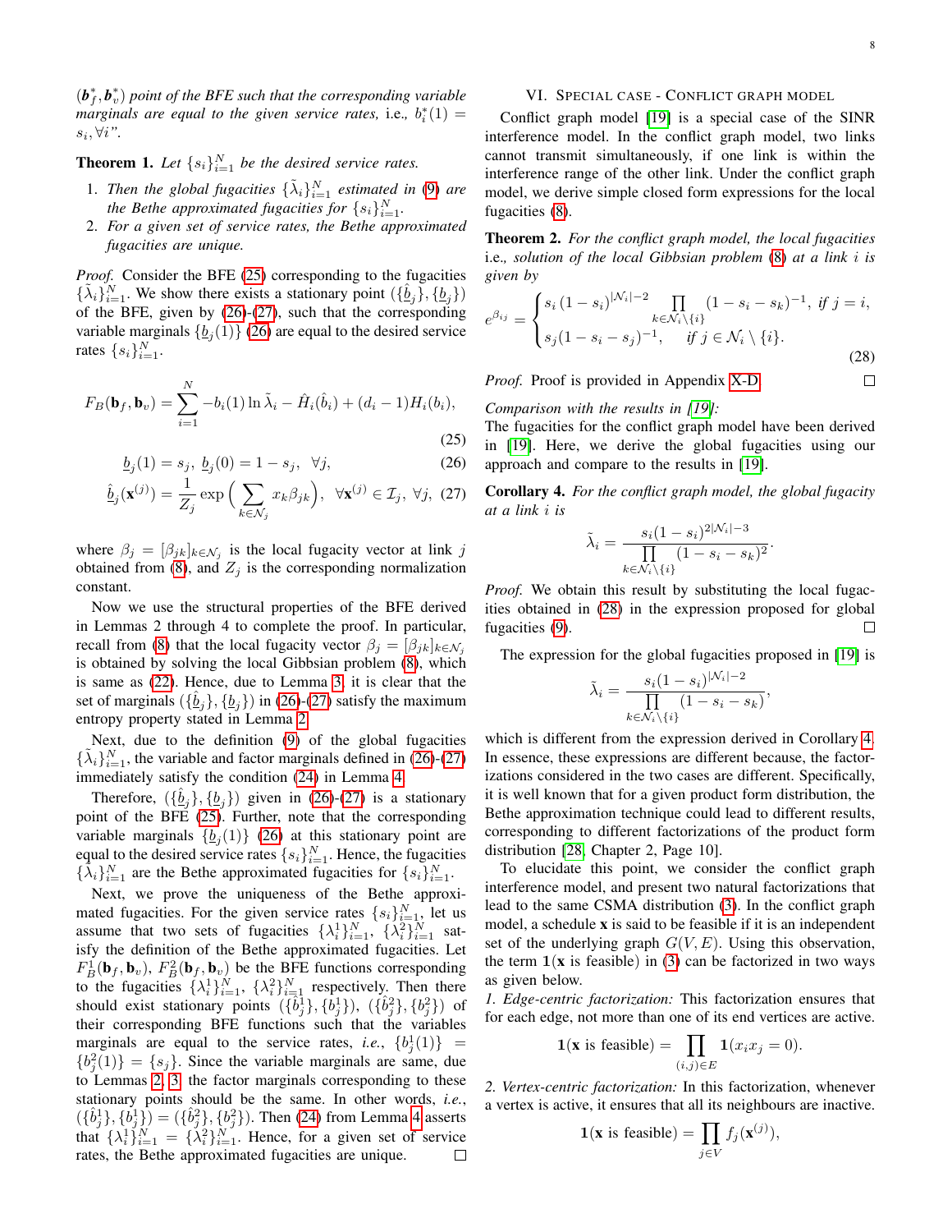$(\boldsymbol{b}_f^*, \boldsymbol{b}_v^*)$ *point of the BFE such that the corresponding variable marginals are equal to the given service rates, i.e.,* $b_i^*(1) = s_i, \forall i$".

**Theorem 1.** *Let* $\{s_i\}_{i=1}^N$ *be the desired service rates.*

1. *Then the global fugacities* $\{\tilde{\lambda}_i\}_{i=1}^N$ *estimated in* (9) *are the Bethe approximated fugacities for* $\{s_i\}_{i=1}^N$.
2. *For a given set of service rates, the Bethe approximated fugacities are unique.*

*Proof.* Consider the BFE (25) corresponding to the fugacities $\{\tilde{\lambda}_i\}_{i=1}^N$. We show there exists a stationary point $(\{\hat{\underline{b}}_j\}, \{\underline{b}_j\})$ of the BFE, given by (26)-(27), such that the corresponding variable marginals $\{\underline{b}_j(1)\}$ (26) are equal to the desired service rates $\{s_i\}_{i=1}^N$.

$$F_B(\mathbf{b}_f, \mathbf{b}_v) = \sum_{i=1}^{N} -b_i(1)\ln\tilde{\lambda}_i - \hat{H}_i(\hat{b}_i) + (d_i - 1)H_i(b_i), \tag{25}$$

$$\underline{b}_j(1) = s_j,\ \underline{b}_j(0) = 1 - s_j,\ \ \forall j, \tag{26}$$

$$\hat{\underline{b}}_j(\mathbf{x}^{(j)}) = \frac{1}{Z_j}\exp\Big(\sum_{k\in\mathcal{N}_j} x_k\beta_{jk}\Big),\ \ \forall \mathbf{x}^{(j)} \in \mathcal{I}_j,\ \forall j, \tag{27}$$

where $\beta_j = [\beta_{jk}]_{k\in\mathcal{N}_j}$ is the local fugacity vector at link $j$ obtained from (8), and $Z_j$ is the corresponding normalization constant.

Now we use the structural properties of the BFE derived in Lemmas 2 through 4 to complete the proof. In particular, recall from (8) that the local fugacity vector $\beta_j = [\beta_{jk}]_{k\in\mathcal{N}_j}$ is obtained by solving the local Gibbsian problem (8), which is same as (22). Hence, due to Lemma 3, it is clear that the set of marginals $(\{\hat{\underline{b}}_j\}, \{\underline{b}_j\})$ in (26)-(27) satisfy the maximum entropy property stated in Lemma 2.

Next, due to the definition (9) of the global fugacities $\{\tilde{\lambda}_i\}_{i=1}^N$, the variable and factor marginals defined in (26)-(27) immediately satisfy the condition (24) in Lemma 4.

Therefore, $(\{\hat{\underline{b}}_j\}, \{\underline{b}_j\})$ given in (26)-(27) is a stationary point of the BFE (25). Further, note that the corresponding variable marginals $\{\underline{b}_j(1)\}$ (26) at this stationary point are equal to the desired service rates $\{s_i\}_{i=1}^N$. Hence, the fugacities $\{\tilde{\lambda}_i\}_{i=1}^N$ are the Bethe approximated fugacities for $\{s_i\}_{i=1}^N$.

Next, we prove the uniqueness of the Bethe approximated fugacities. For the given service rates $\{s_i\}_{i=1}^N$, let us assume that two sets of fugacities $\{\lambda_i^1\}_{i=1}^N$, $\{\lambda_i^2\}_{i=1}^N$ satisfy the definition of the Bethe approximated fugacities. Let $F_B^1(\mathbf{b}_f, \mathbf{b}_v)$, $F_B^2(\mathbf{b}_f, \mathbf{b}_v)$ be the BFE functions corresponding to the fugacities $\{\lambda_i^1\}_{i=1}^N$, $\{\lambda_i^2\}_{i=1}^N$ respectively. Then there should exist stationary points $(\{\hat{b}_j^1\}, \{b_j^1\})$, $(\{\hat{b}_j^2\}, \{b_j^2\})$ of their corresponding BFE functions such that the variables marginals are equal to the service rates, *i.e.*, $\{b_j^1(1)\} = \{b_j^2(1)\} = \{s_j\}$. Since the variable marginals are same, due to Lemmas 2, 3, the factor marginals corresponding to these stationary points should be the same. In other words, *i.e.*, $(\{\hat{b}_j^1\}, \{b_j^1\}) = (\{\hat{b}_j^2\}, \{b_j^2\})$. Then (24) from Lemma 4 asserts that $\{\lambda_i^1\}_{i=1}^N = \{\lambda_i^2\}_{i=1}^N$. Hence, for a given set of service rates, the Bethe approximated fugacities are unique. □

## VI. Special case - Conflict graph model

Conflict graph model [19] is a special case of the SINR interference model. In the conflict graph model, two links cannot transmit simultaneously, if one link is within the interference range of the other link. Under the conflict graph model, we derive simple closed form expressions for the local fugacities (8).

**Theorem 2.** *For the conflict graph model, the local fugacities i.e., solution of the local Gibbsian problem* (8) *at a link* $i$ *is given by*

$$e^{\beta_{ij}} = \begin{cases} s_i\,(1-s_i)^{|\mathcal{N}_i|-2} \displaystyle\prod_{k\in\mathcal{N}_i\setminus\{i\}} (1-s_i-s_k)^{-1}, & \text{if } j = i, \\ s_j(1-s_i-s_j)^{-1}, & \text{if } j \in \mathcal{N}_i\setminus\{i\}. \end{cases} \tag{28}$$

*Proof.* Proof is provided in Appendix X-D. □

*Comparison with the results in [19]:*
The fugacities for the conflict graph model have been derived in [19]. Here, we derive the global fugacities using our approach and compare to the results in [19].

**Corollary 4.** *For the conflict graph model, the global fugacity at a link* $i$ *is*

$$\tilde{\lambda}_i = \frac{s_i(1-s_i)^{2|\mathcal{N}_i|-3}}{\prod\limits_{k\in\mathcal{N}_i\setminus\{i\}}(1-s_i-s_k)^2}.$$

*Proof.* We obtain this result by substituting the local fugacities obtained in (28) in the expression proposed for global fugacities (9). □

The expression for the global fugacities proposed in [19] is

$$\tilde{\lambda}_i = \frac{s_i(1-s_i)^{|\mathcal{N}_i|-2}}{\prod\limits_{k\in\mathcal{N}_i\setminus\{i\}}(1-s_i-s_k)},$$

which is different from the expression derived in Corollary 4. In essence, these expressions are different because, the factorizations considered in the two cases are different. Specifically, it is well known that for a given product form distribution, the Bethe approximation technique could lead to different results, corresponding to different factorizations of the product form distribution [28, Chapter 2, Page 10].

To elucidate this point, we consider the conflict graph interference model, and present two natural factorizations that lead to the same CSMA distribution (3). In the conflict graph model, a schedule $\mathbf{x}$ is said to be feasible if it is an independent set of the underlying graph $G(V, E)$. Using this observation, the term $\mathbf{1}(\mathbf{x}$ is feasible$)$ in (3) can be factorized in two ways as given below.

*1. Edge-centric factorization:* This factorization ensures that for each edge, not more than one of its end vertices are active.

$$\mathbf{1}(\mathbf{x} \text{ is feasible}) = \prod_{(i,j)\in E} \mathbf{1}(x_i x_j = 0).$$

*2. Vertex-centric factorization:* In this factorization, whenever a vertex is active, it ensures that all its neighbours are inactive.

$$\mathbf{1}(\mathbf{x} \text{ is feasible}) = \prod_{j\in V} f_j(\mathbf{x}^{(j)}),$$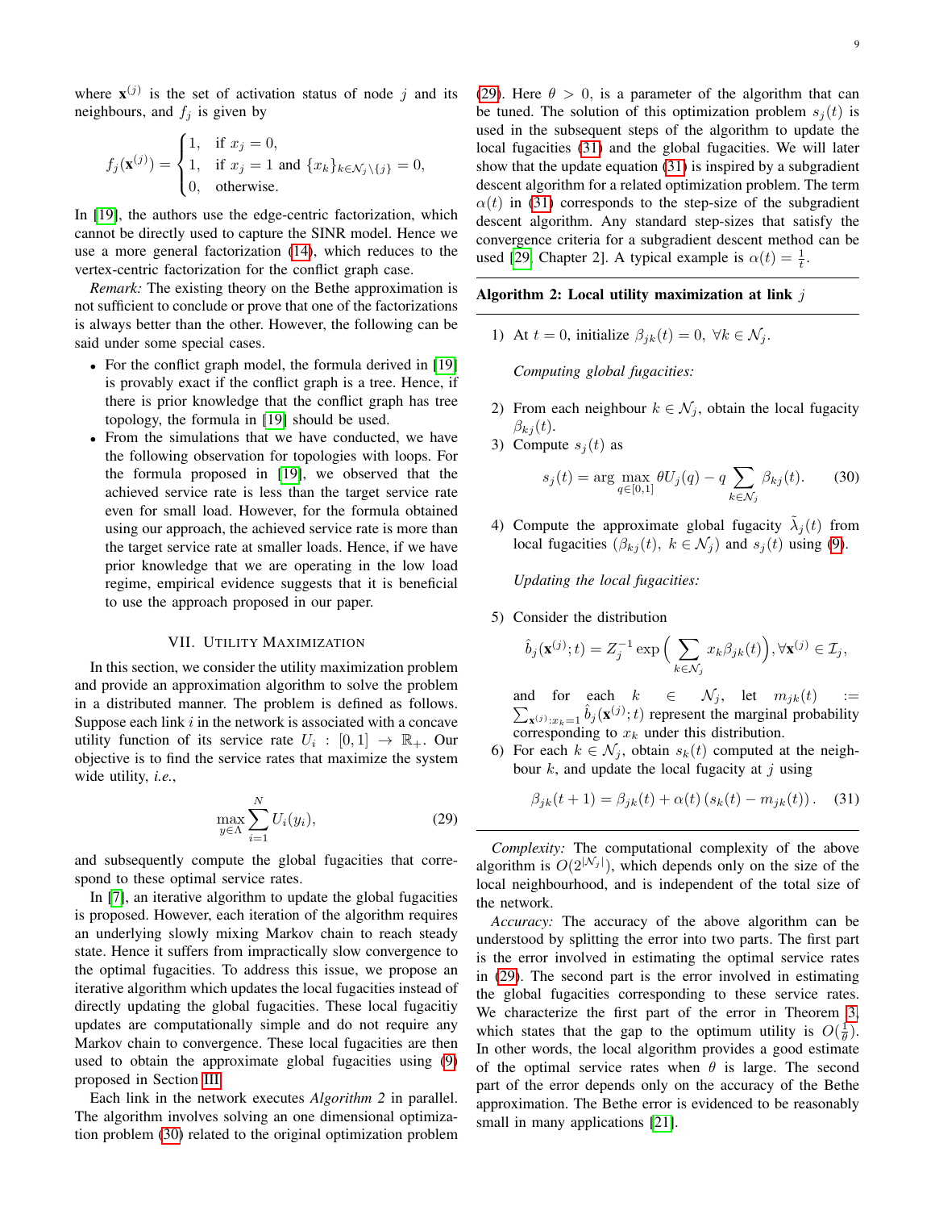where $\mathbf{x}^{(j)}$ is the set of activation status of node $j$ and its neighbours, and $f_j$ is given by

$$f_j(\mathbf{x}^{(j)}) = \begin{cases} 1, & \text{if } x_j = 0, \\ 1, & \text{if } x_j = 1 \text{ and } \{x_k\}_{k \in \mathcal{N}_j \setminus \{j\}} = 0, \\ 0, & \text{otherwise.} \end{cases}$$

In [19], the authors use the edge-centric factorization, which cannot be directly used to capture the SINR model. Hence we use a more general factorization (14), which reduces to the vertex-centric factorization for the conflict graph case.

*Remark:* The existing theory on the Bethe approximation is not sufficient to conclude or prove that one of the factorizations is always better than the other. However, the following can be said under some special cases.

- For the conflict graph model, the formula derived in [19] is provably exact if the conflict graph is a tree. Hence, if there is prior knowledge that the conflict graph has tree topology, the formula in [19] should be used.
- From the simulations that we have conducted, we have the following observation for topologies with loops. For the formula proposed in [19], we observed that the achieved service rate is less than the target service rate even for small load. However, for the formula obtained using our approach, the achieved service rate is more than the target service rate at smaller loads. Hence, if we have prior knowledge that we are operating in the low load regime, empirical evidence suggests that it is beneficial to use the approach proposed in our paper.

## VII. Utility Maximization

In this section, we consider the utility maximization problem and provide an approximation algorithm to solve the problem in a distributed manner. The problem is defined as follows. Suppose each link $i$ in the network is associated with a concave utility function of its service rate $U_i : [0,1] \to \mathbb{R}_+$. Our objective is to find the service rates that maximize the system wide utility, *i.e.*,

$$\max_{y \in \Lambda} \sum_{i=1}^{N} U_i(y_i), \tag{29}$$

and subsequently compute the global fugacities that correspond to these optimal service rates.

In [7], an iterative algorithm to update the global fugacities is proposed. However, each iteration of the algorithm requires an underlying slowly mixing Markov chain to reach steady state. Hence it suffers from impractically slow convergence to the optimal fugacities. To address this issue, we propose an iterative algorithm which updates the local fugacities instead of directly updating the global fugacities. These local fugacitiy updates are computationally simple and do not require any Markov chain to convergence. These local fugacities are then used to obtain the approximate global fugacities using (9) proposed in Section III.

Each link in the network executes *Algorithm 2* in parallel. The algorithm involves solving an one dimensional optimization problem (30) related to the original optimization problem (29). Here $\theta > 0$, is a parameter of the algorithm that can be tuned. The solution of this optimization problem $s_j(t)$ is used in the subsequent steps of the algorithm to update the local fugacities (31) and the global fugacities. We will later show that the update equation (31) is inspired by a subgradient descent algorithm for a related optimization problem. The term $\alpha(t)$ in (31) corresponds to the step-size of the subgradient descent algorithm. Any standard step-sizes that satisfy the convergence criteria for a subgradient descent method can be used [29, Chapter 2]. A typical example is $\alpha(t) = \frac{1}{t}$.

---

**Algorithm 2: Local utility maximization at link $j$**

---

1) At $t = 0$, initialize $\beta_{jk}(t) = 0, \ \forall k \in \mathcal{N}_j$.

*Computing global fugacities:*

2) From each neighbour $k \in \mathcal{N}_j$, obtain the local fugacity $\beta_{kj}(t)$.
3) Compute $s_j(t)$ as
$$s_j(t) = \arg\max_{q \in [0,1]} \theta U_j(q) - q \sum_{k \in \mathcal{N}_j} \beta_{kj}(t). \tag{30}$$
4) Compute the approximate global fugacity $\tilde{\lambda}_j(t)$ from local fugacities $(\beta_{kj}(t), \ k \in \mathcal{N}_j)$ and $s_j(t)$ using (9).

*Updating the local fugacities:*

5) Consider the distribution
$$\hat{b}_j(\mathbf{x}^{(j)}; t) = Z_j^{-1} \exp\Big( \sum_{k \in \mathcal{N}_j} x_k \beta_{jk}(t) \Big), \forall \mathbf{x}^{(j)} \in \mathcal{I}_j,$$
and for each $k \in \mathcal{N}_j$, let $m_{jk}(t) := \sum_{\mathbf{x}^{(j)}: x_k = 1} \hat{b}_j(\mathbf{x}^{(j)}; t)$ represent the marginal probability corresponding to $x_k$ under this distribution.
6) For each $k \in \mathcal{N}_j$, obtain $s_k(t)$ computed at the neighbour $k$, and update the local fugacity at $j$ using
$$\beta_{jk}(t+1) = \beta_{jk}(t) + \alpha(t) \left( s_k(t) - m_{jk}(t) \right). \tag{31}$$

---

*Complexity:* The computational complexity of the above algorithm is $O(2^{|\mathcal{N}_j|})$, which depends only on the size of the local neighbourhood, and is independent of the total size of the network.

*Accuracy:* The accuracy of the above algorithm can be understood by splitting the error into two parts. The first part is the error involved in estimating the optimal service rates in (29). The second part is the error involved in estimating the global fugacities corresponding to these service rates. We characterize the first part of the error in Theorem 3, which states that the gap to the optimum utility is $O(\frac{1}{\theta})$. In other words, the local algorithm provides a good estimate of the optimal service rates when $\theta$ is large. The second part of the error depends only on the accuracy of the Bethe approximation. The Bethe error is evidenced to be reasonably small in many applications [21].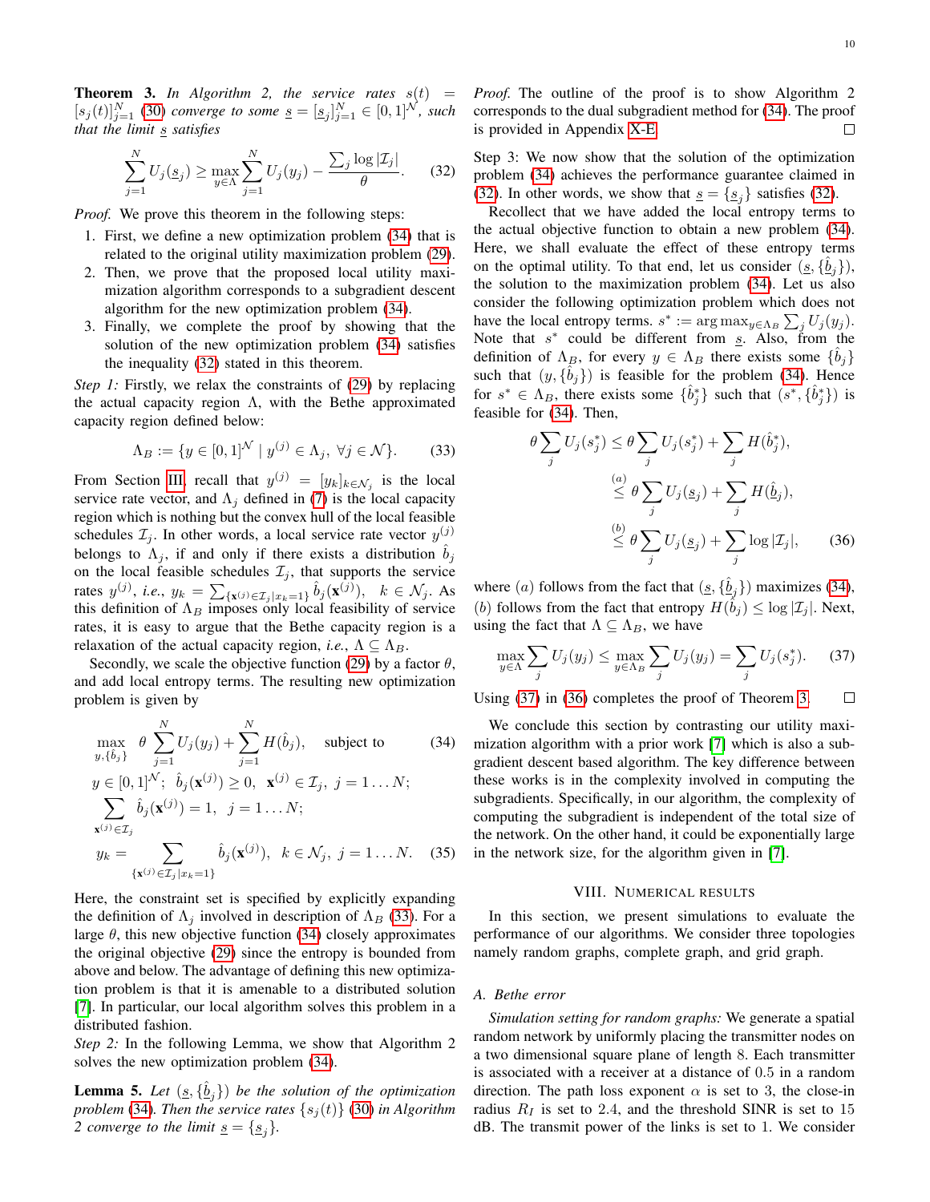**Theorem 3.** *In Algorithm 2, the service rates $s(t) = [s_j(t)]_{j=1}^N$ (30) converge to some $\underline{s} = [\underline{s}_j]_{j=1}^N \in [0,1]^{\mathcal{N}}$, such that the limit $\underline{s}$ satisfies*

$$\sum_{j=1}^{N} U_j(\underline{s}_j) \geq \max_{y \in \Lambda} \sum_{j=1}^{N} U_j(y_j) - \frac{\sum_j \log |\mathcal{I}_j|}{\theta}. \tag{32}$$

*Proof.* We prove this theorem in the following steps:

1. First, we define a new optimization problem (34) that is related to the original utility maximization problem (29).
2. Then, we prove that the proposed local utility maximization algorithm corresponds to a subgradient descent algorithm for the new optimization problem (34).
3. Finally, we complete the proof by showing that the solution of the new optimization problem (34) satisfies the inequality (32) stated in this theorem.

*Step 1:* Firstly, we relax the constraints of (29) by replacing the actual capacity region $\Lambda$, with the Bethe approximated capacity region defined below:

$$\Lambda_B := \{y \in [0,1]^{\mathcal{N}} \mid y^{(j)} \in \Lambda_j, \ \forall j \in \mathcal{N}\}. \tag{33}$$

From Section III, recall that $y^{(j)} = [y_k]_{k \in \mathcal{N}_j}$ is the local service rate vector, and $\Lambda_j$ defined in (7) is the local capacity region which is nothing but the convex hull of the local feasible schedules $\mathcal{I}_j$. In other words, a local service rate vector $y^{(j)}$ belongs to $\Lambda_j$, if and only if there exists a distribution $\hat{b}_j$ on the local feasible schedules $\mathcal{I}_j$, that supports the service rates $y^{(j)}$, *i.e.*, $y_k = \sum_{\{\mathbf{x}^{(j)} \in \mathcal{I}_j | x_k = 1\}} \hat{b}_j(\mathbf{x}^{(j)}), \quad k \in \mathcal{N}_j$. As this definition of $\Lambda_B$ imposes only local feasibility of service rates, it is easy to argue that the Bethe capacity region is a relaxation of the actual capacity region, *i.e.*, $\Lambda \subseteq \Lambda_B$.

Secondly, we scale the objective function (29) by a factor $\theta$, and add local entropy terms. The resulting new optimization problem is given by

$$\max_{y, \{\hat{b}_j\}} \ \theta \sum_{j=1}^{N} U_j(y_j) + \sum_{j=1}^{N} H(\hat{b}_j), \quad \text{subject to} \tag{34}$$

$$y \in [0,1]^{\mathcal{N}}; \ \hat{b}_j(\mathbf{x}^{(j)}) \geq 0, \ \mathbf{x}^{(j)} \in \mathcal{I}_j, \ j = 1 \ldots N;$$

$$\sum_{\mathbf{x}^{(j)} \in \mathcal{I}_j} \hat{b}_j(\mathbf{x}^{(j)}) = 1, \ j = 1 \ldots N;$$

$$y_k = \sum_{\{\mathbf{x}^{(j)} \in \mathcal{I}_j | x_k = 1\}} \hat{b}_j(\mathbf{x}^{(j)}), \ k \in \mathcal{N}_j, \ j = 1 \ldots N. \tag{35}$$

Here, the constraint set is specified by explicitly expanding the definition of $\Lambda_j$ involved in description of $\Lambda_B$ (33). For a large $\theta$, this new objective function (34) closely approximates the original objective (29) since the entropy is bounded from above and below. The advantage of defining this new optimization problem is that it is amenable to a distributed solution [7]. In particular, our local algorithm solves this problem in a distributed fashion.

*Step 2:* In the following Lemma, we show that Algorithm 2 solves the new optimization problem (34).

**Lemma 5.** *Let $(\underline{s}, \{\hat{\underline{b}}_j\})$ be the solution of the optimization problem (34). Then the service rates $\{s_j(t)\}$ (30) in Algorithm 2 converge to the limit $\underline{s} = \{\underline{s}_j\}$.*

*Proof.* The outline of the proof is to show Algorithm 2 corresponds to the dual subgradient method for (34). The proof is provided in Appendix X-E. □

Step 3: We now show that the solution of the optimization problem (34) achieves the performance guarantee claimed in (32). In other words, we show that $\underline{s} = \{\underline{s}_j\}$ satisfies (32).

Recollect that we have added the local entropy terms to the actual objective function to obtain a new problem (34). Here, we shall evaluate the effect of these entropy terms on the optimal utility. To that end, let us consider $(\underline{s}, \{\hat{\underline{b}}_j\})$, the solution to the maximization problem (34). Let us also consider the following optimization problem which does not have the local entropy terms. $s^* := \arg\max_{y \in \Lambda_B} \sum_j U_j(y_j)$. Note that $s^*$ could be different from $\underline{s}$. Also, from the definition of $\Lambda_B$, for every $y \in \Lambda_B$ there exists some $\{\hat{b}_j\}$ such that $(y, \{\hat{b}_j\})$ is feasible for the problem (34). Hence for $s^* \in \Lambda_B$, there exists some $\{\hat{b}_j^*\}$ such that $(s^*, \{\hat{b}_j^*\})$ is feasible for (34). Then,

$$\begin{aligned}
\theta \sum_j U_j(s_j^*) &\leq \theta \sum_j U_j(s_j^*) + \sum_j H(\hat{b}_j^*), \\
&\overset{(a)}{\leq} \theta \sum_j U_j(\underline{s}_j) + \sum_j H(\hat{\underline{b}}_j), \\
&\overset{(b)}{\leq} \theta \sum_j U_j(\underline{s}_j) + \sum_j \log |\mathcal{I}_j|,
\end{aligned} \tag{36}$$

where $(a)$ follows from the fact that $(\underline{s}, \{\hat{\underline{b}}_j\})$ maximizes (34), $(b)$ follows from the fact that entropy $H(\hat{b}_j) \leq \log |\mathcal{I}_j|$. Next, using the fact that $\Lambda \subseteq \Lambda_B$, we have

$$\max_{y \in \Lambda} \sum_j U_j(y_j) \leq \max_{y \in \Lambda_B} \sum_j U_j(y_j) = \sum_j U_j(s_j^*). \tag{37}$$

Using (37) in (36) completes the proof of Theorem 3. □

We conclude this section by contrasting our utility maximization algorithm with a prior work [7] which is also a subgradient descent based algorithm. The key difference between these works is in the complexity involved in computing the subgradients. Specifically, in our algorithm, the complexity of computing the subgradient is independent of the total size of the network. On the other hand, it could be exponentially large in the network size, for the algorithm given in [7].

## VIII. Numerical results

In this section, we present simulations to evaluate the performance of our algorithms. We consider three topologies namely random graphs, complete graph, and grid graph.

### A. Bethe error

*Simulation setting for random graphs:* We generate a spatial random network by uniformly placing the transmitter nodes on a two dimensional square plane of length 8. Each transmitter is associated with a receiver at a distance of 0.5 in a random direction. The path loss exponent $\alpha$ is set to 3, the close-in radius $R_I$ is set to 2.4, and the threshold SINR is set to 15 dB. The transmit power of the links is set to 1. We consider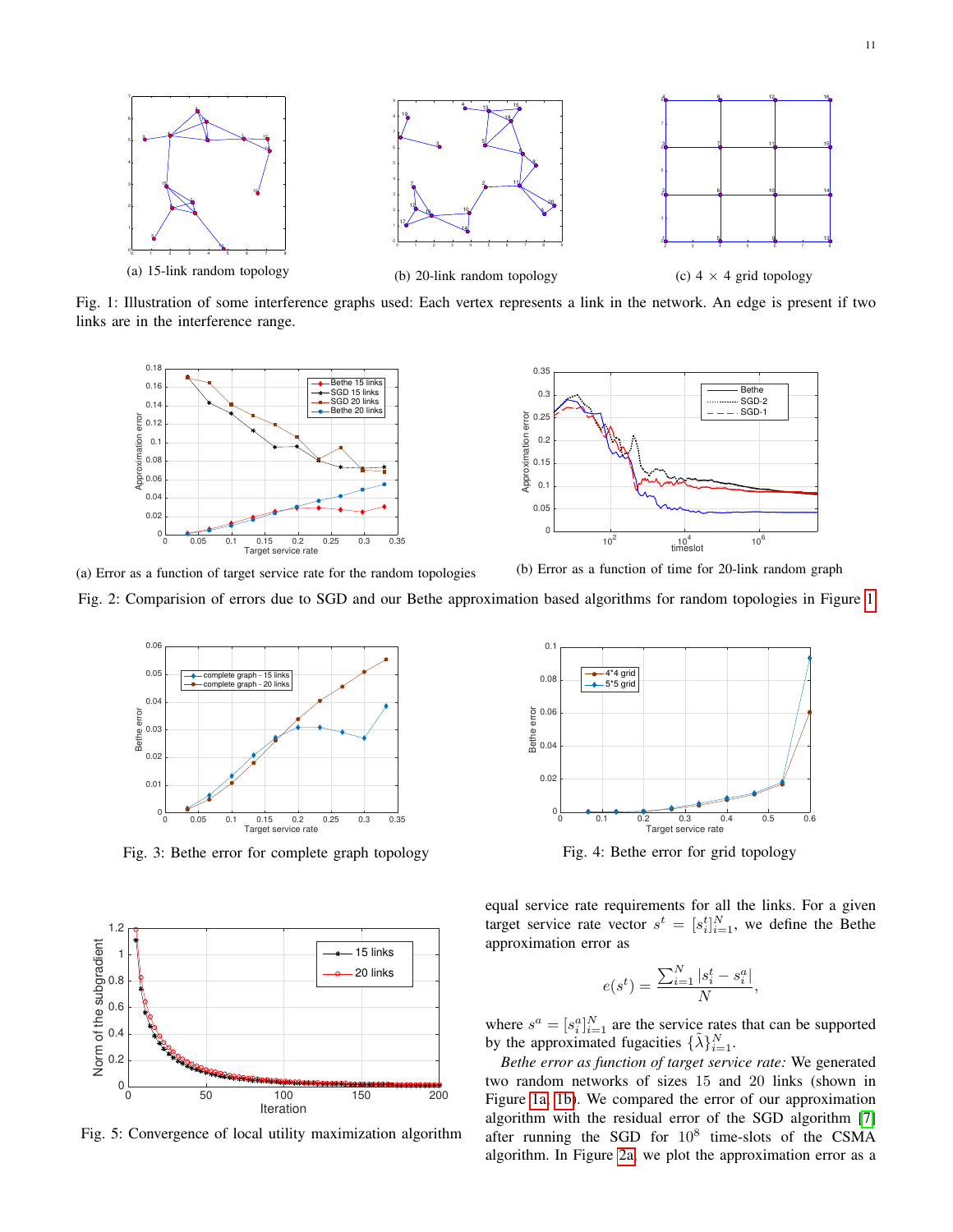(a) 15-link random topology

(b) 20-link random topology

(c) 4 × 4 grid topology

Fig. 1: Illustration of some interference graphs used: Each vertex represents a link in the network. An edge is present if two links are in the interference range.

(a) Error as a function of target service rate for the random topologies

(b) Error as a function of time for 20-link random graph

Fig. 2: Comparision of errors due to SGD and our Bethe approximation based algorithms for random topologies in Figure 1

Fig. 3: Bethe error for complete graph topology

Fig. 4: Bethe error for grid topology

Fig. 5: Convergence of local utility maximization algorithm

equal service rate requirements for all the links. For a given target service rate vector $s^t = [s_i^t]_{i=1}^N$, we define the Bethe approximation error as

$$e(s^t) = \frac{\sum_{i=1}^N |s_i^t - s_i^a|}{N},$$

where $s^a = [s_i^a]_{i=1}^N$ are the service rates that can be supported by the approximated fugacities $\{\tilde{\lambda}\}_{i=1}^N$.

*Bethe error as function of target service rate:* We generated two random networks of sizes 15 and 20 links (shown in Figure 1a, 1b). We compared the error of our approximation algorithm with the residual error of the SGD algorithm [7] after running the SGD for $10^8$ time-slots of the CSMA algorithm. In Figure 2a, we plot the approximation error as a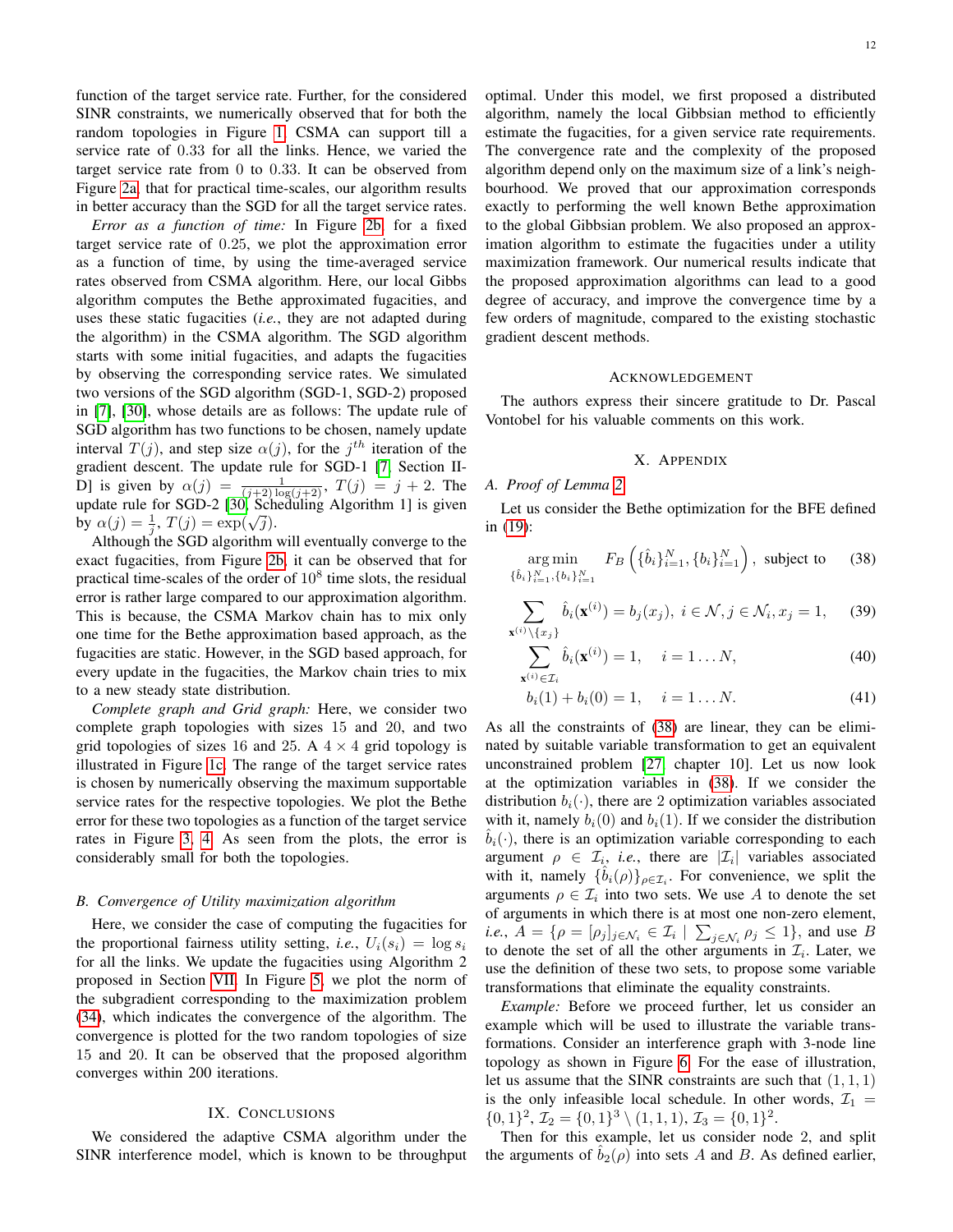function of the target service rate. Further, for the considered SINR constraints, we numerically observed that for both the random topologies in Figure 1, CSMA can support till a service rate of 0.33 for all the links. Hence, we varied the target service rate from 0 to 0.33. It can be observed from Figure 2a, that for practical time-scales, our algorithm results in better accuracy than the SGD for all the target service rates.

*Error as a function of time:* In Figure 2b, for a fixed target service rate of 0.25, we plot the approximation error as a function of time, by using the time-averaged service rates observed from CSMA algorithm. Here, our local Gibbs algorithm computes the Bethe approximated fugacities, and uses these static fugacities (*i.e.*, they are not adapted during the algorithm) in the CSMA algorithm. The SGD algorithm starts with some initial fugacities, and adapts the fugacities by observing the corresponding service rates. We simulated two versions of the SGD algorithm (SGD-1, SGD-2) proposed in [7], [30], whose details are as follows: The update rule of SGD algorithm has two functions to be chosen, namely update interval $T(j)$, and step size $\alpha(j)$, for the $j^{th}$ iteration of the gradient descent. The update rule for SGD-1 [7, Section II-D] is given by $\alpha(j) = \frac{1}{(j+2)\log(j+2)}$, $T(j) = j + 2$. The update rule for SGD-2 [30, Scheduling Algorithm 1] is given by $\alpha(j) = \frac{1}{j}$, $T(j) = \exp(\sqrt{j})$.

Although the SGD algorithm will eventually converge to the exact fugacities, from Figure 2b, it can be observed that for practical time-scales of the order of $10^8$ time slots, the residual error is rather large compared to our approximation algorithm. This is because, the CSMA Markov chain has to mix only one time for the Bethe approximation based approach, as the fugacities are static. However, in the SGD based approach, for every update in the fugacities, the Markov chain tries to mix to a new steady state distribution.

*Complete graph and Grid graph:* Here, we consider two complete graph topologies with sizes 15 and 20, and two grid topologies of sizes 16 and 25. A $4 \times 4$ grid topology is illustrated in Figure 1c. The range of the target service rates is chosen by numerically observing the maximum supportable service rates for the respective topologies. We plot the Bethe error for these two topologies as a function of the target service rates in Figure 3, 4. As seen from the plots, the error is considerably small for both the topologies.

### B. Convergence of Utility maximization algorithm

Here, we consider the case of computing the fugacities for the proportional fairness utility setting, *i.e.*, $U_i(s_i) = \log s_i$ for all the links. We update the fugacities using Algorithm 2 proposed in Section VII. In Figure 5, we plot the norm of the subgradient corresponding to the maximization problem (34), which indicates the convergence of the algorithm. The convergence is plotted for the two random topologies of size 15 and 20. It can be observed that the proposed algorithm converges within 200 iterations.

## IX. Conclusions

We considered the adaptive CSMA algorithm under the SINR interference model, which is known to be throughput optimal. Under this model, we first proposed a distributed algorithm, namely the local Gibbsian method to efficiently estimate the fugacities, for a given service rate requirements. The convergence rate and the complexity of the proposed algorithm depend only on the maximum size of a link's neighbourhood. We proved that our approximation corresponds exactly to performing the well known Bethe approximation to the global Gibbsian problem. We also proposed an approximation algorithm to estimate the fugacities under a utility maximization framework. Our numerical results indicate that the proposed approximation algorithms can lead to a good degree of accuracy, and improve the convergence time by a few orders of magnitude, compared to the existing stochastic gradient descent methods.

## Acknowledgement

The authors express their sincere gratitude to Dr. Pascal Vontobel for his valuable comments on this work.

## X. Appendix

### A. Proof of Lemma 2

Let us consider the Bethe optimization for the BFE defined in (19):

$$\underset{\{\hat{b}_i\}_{i=1}^N, \{b_i\}_{i=1}^N}{\arg\min} \quad F_B\left(\{\hat{b}_i\}_{i=1}^N, \{b_i\}_{i=1}^N\right), \text{ subject to} \tag{38}$$

$$\sum_{\mathbf{x}^{(i)} \setminus \{x_j\}} \hat{b}_i(\mathbf{x}^{(i)}) = b_j(x_j), \; i \in \mathcal{N}, j \in \mathcal{N}_i, x_j = 1, \tag{39}$$

$$\sum_{\mathbf{x}^{(i)} \in \mathcal{I}_i} \hat{b}_i(\mathbf{x}^{(i)}) = 1, \quad i = 1 \ldots N, \tag{40}$$

$$b_i(1) + b_i(0) = 1, \quad i = 1 \ldots N. \tag{41}$$

As all the constraints of (38) are linear, they can be eliminated by suitable variable transformation to get an equivalent unconstrained problem [27, chapter 10]. Let us now look at the optimization variables in (38). If we consider the distribution $b_i(\cdot)$, there are 2 optimization variables associated with it, namely $b_i(0)$ and $b_i(1)$. If we consider the distribution $\hat{b}_i(\cdot)$, there is an optimization variable corresponding to each argument $\rho \in \mathcal{I}_i$, *i.e.*, there are $|\mathcal{I}_i|$ variables associated with it, namely $\{\hat{b}_i(\rho)\}_{\rho \in \mathcal{I}_i}$. For convenience, we split the arguments $\rho \in \mathcal{I}_i$ into two sets. We use $A$ to denote the set of arguments in which there is at most one non-zero element, *i.e.*, $A = \{\rho = [\rho_j]_{j \in \mathcal{N}_i} \in \mathcal{I}_i \mid \sum_{j \in \mathcal{N}_i} \rho_j \leq 1\}$, and use $B$ to denote the set of all the other arguments in $\mathcal{I}_i$. Later, we use the definition of these two sets, to propose some variable transformations that eliminate the equality constraints.

*Example:* Before we proceed further, let us consider an example which will be used to illustrate the variable transformations. Consider an interference graph with 3-node line topology as shown in Figure 6. For the ease of illustration, let us assume that the SINR constraints are such that $(1, 1, 1)$ is the only infeasible local schedule. In other words, $\mathcal{I}_1 = \{0, 1\}^2$, $\mathcal{I}_2 = \{0, 1\}^3 \setminus (1, 1, 1)$, $\mathcal{I}_3 = \{0, 1\}^2$.

Then for this example, let us consider node 2, and split the arguments of $\hat{b}_2(\rho)$ into sets $A$ and $B$. As defined earlier,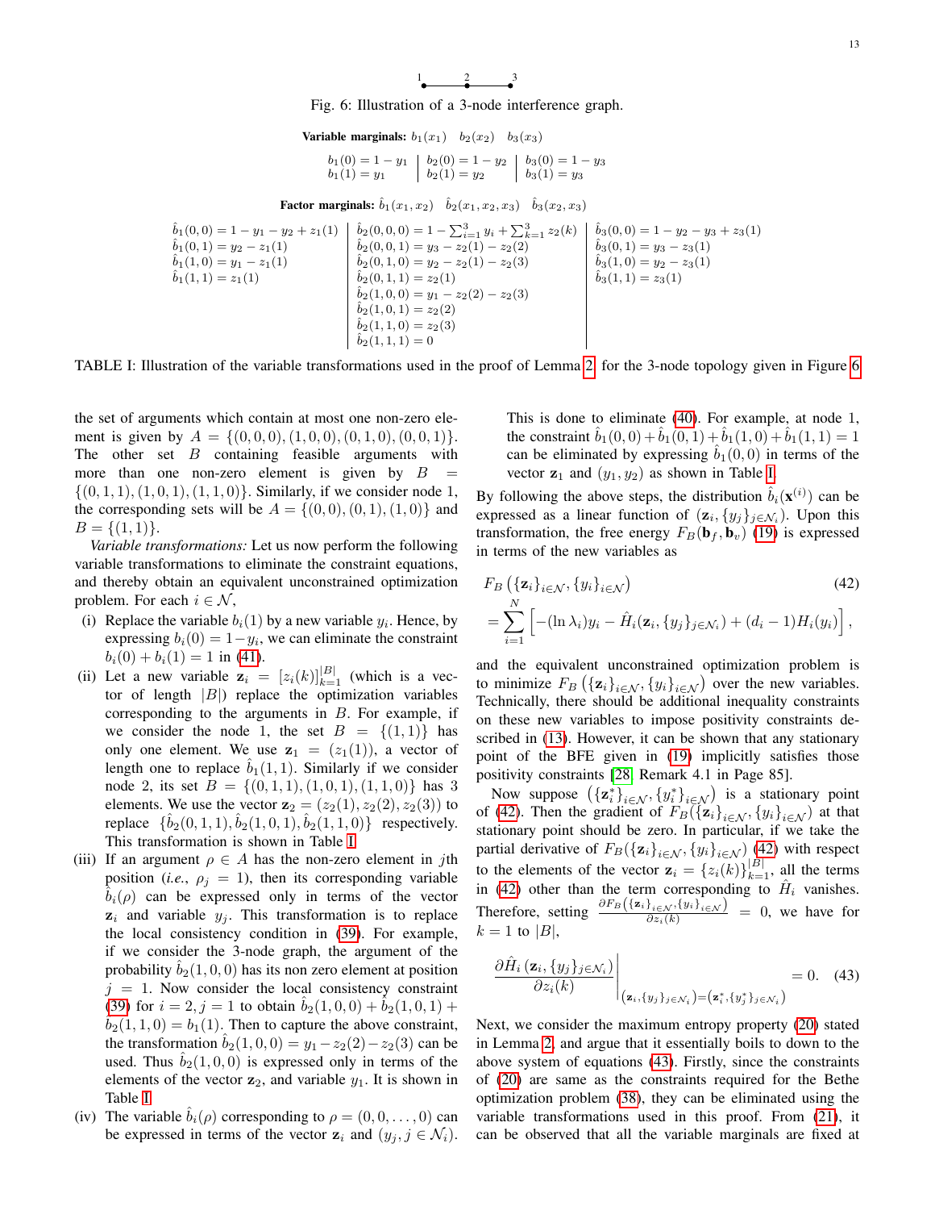Fig. 6: Illustration of a 3-node interference graph.

**Variable marginals:** $b_1(x_1)$ $b_2(x_2)$ $b_3(x_3)$

| | | |
|---|---|---|
| $b_1(0) = 1 - y_1$ | $b_2(0) = 1 - y_2$ | $b_3(0) = 1 - y_3$ |
| $b_1(1) = y_1$ | $b_2(1) = y_2$ | $b_3(1) = y_3$ |

**Factor marginals:** $\hat{b}_1(x_1, x_2)$ $\hat{b}_2(x_1, x_2, x_3)$ $\hat{b}_3(x_2, x_3)$

| | | |
|---|---|---|
| $\hat{b}_1(0,0) = 1 - y_1 - y_2 + z_1(1)$ | $\hat{b}_2(0,0,0) = 1 - \sum_{i=1}^3 y_i + \sum_{k=1}^3 z_2(k)$ | $\hat{b}_3(0,0) = 1 - y_2 - y_3 + z_3(1)$ |
| $\hat{b}_1(0,1) = y_2 - z_1(1)$ | $\hat{b}_2(0,0,1) = y_3 - z_2(1) - z_2(2)$ | $\hat{b}_3(0,1) = y_3 - z_3(1)$ |
| $\hat{b}_1(1,0) = y_1 - z_1(1)$ | $\hat{b}_2(0,1,0) = y_2 - z_2(1) - z_2(3)$ | $\hat{b}_3(1,0) = y_2 - z_3(1)$ |
| $\hat{b}_1(1,1) = z_1(1)$ | $\hat{b}_2(0,1,1) = z_2(1)$ | $\hat{b}_3(1,1) = z_3(1)$ |
| | $\hat{b}_2(1,0,0) = y_1 - z_2(2) - z_2(3)$ | |
| | $\hat{b}_2(1,0,1) = z_2(2)$ | |
| | $\hat{b}_2(1,1,0) = z_2(3)$ | |
| | $\hat{b}_2(1,1,1) = 0$ | |

TABLE I: Illustration of the variable transformations used in the proof of Lemma 2 for the 3-node topology given in Figure 6

the set of arguments which contain at most one non-zero element is given by $A = \{(0,0,0), (1,0,0), (0,1,0), (0,0,1)\}$. The other set $B$ containing feasible arguments with more than one non-zero element is given by $B = \{(0,1,1), (1,0,1), (1,1,0)\}$. Similarly, if we consider node 1, the corresponding sets will be $A = \{(0,0), (0,1), (1,0)\}$ and $B = \{(1,1)\}$.

*Variable transformations:* Let us now perform the following variable transformations to eliminate the constraint equations, and thereby obtain an equivalent unconstrained optimization problem. For each $i \in \mathcal{N}$,

(i) Replace the variable $b_i(1)$ by a new variable $y_i$. Hence, by expressing $b_i(0) = 1 - y_i$, we can eliminate the constraint $b_i(0) + b_i(1) = 1$ in (41).

(ii) Let a new variable $\mathbf{z}_i = [z_i(k)]_{k=1}^{|B|}$ (which is a vector of length $|B|$) replace the optimization variables corresponding to the arguments in $B$. For example, if we consider the node 1, the set $B = \{(1,1)\}$ has only one element. We use $\mathbf{z}_1 = (z_1(1))$, a vector of length one to replace $\hat{b}_1(1,1)$. Similarly if we consider node 2, its set $B = \{(0,1,1), (1,0,1), (1,1,0)\}$ has 3 elements. We use the vector $\mathbf{z}_2 = (z_2(1), z_2(2), z_2(3))$ to replace $\{\hat{b}_2(0,1,1), \hat{b}_2(1,0,1), \hat{b}_2(1,1,0)\}$ respectively. This transformation is shown in Table I.

(iii) If an argument $\rho \in A$ has the non-zero element in $j$th position (*i.e.*, $\rho_j = 1$), then its corresponding variable $\hat{b}_i(\rho)$ can be expressed only in terms of the vector $\mathbf{z}_i$ and variable $y_j$. This transformation is to replace the local consistency condition in (39). For example, if we consider the 3-node graph, the argument of the probability $\hat{b}_2(1,0,0)$ has its non zero element at position $j = 1$. Now consider the local consistency constraint (39) for $i = 2, j = 1$ to obtain $\hat{b}_2(1,0,0) + \hat{b}_2(1,0,1) + \hat{b}_2(1,1,0) = b_1(1)$. Then to capture the above constraint, the transformation $\hat{b}_2(1,0,0) = y_1 - z_2(2) - z_2(3)$ can be used. Thus $\hat{b}_2(1,0,0)$ is expressed only in terms of the elements of the vector $\mathbf{z}_2$, and variable $y_1$. It is shown in Table I.

(iv) The variable $\hat{b}_i(\rho)$ corresponding to $\rho = (0,0,\ldots,0)$ can be expressed in terms of the vector $\mathbf{z}_i$ and $(y_j, j \in \mathcal{N}_i)$. This is done to eliminate (40). For example, at node 1, the constraint $\hat{b}_1(0,0) + \hat{b}_1(0,1) + \hat{b}_1(1,0) + \hat{b}_1(1,1) = 1$ can be eliminated by expressing $\hat{b}_1(0,0)$ in terms of the vector $\mathbf{z}_1$ and $(y_1, y_2)$ as shown in Table I.

By following the above steps, the distribution $\hat{b}_i(\mathbf{x}^{(i)})$ can be expressed as a linear function of $(\mathbf{z}_i, \{y_j\}_{j \in \mathcal{N}_i})$. Upon this transformation, the free energy $F_B(\mathbf{b}_f, \mathbf{b}_v)$ (19) is expressed in terms of the new variables as

$$
\begin{aligned}
&F_B\left(\{\mathbf{z}_i\}_{i\in\mathcal{N}}, \{y_i\}_{i\in\mathcal{N}}\right) \qquad\qquad (42)\\
&= \sum_{i=1}^{N} \left[ -(\ln \lambda_i) y_i - \hat{H}_i(\mathbf{z}_i, \{y_j\}_{j\in\mathcal{N}_i}) + (d_i - 1) H_i(y_i) \right],
\end{aligned}
$$

and the equivalent unconstrained optimization problem is to minimize $F_B\left(\{\mathbf{z}_i\}_{i\in\mathcal{N}}, \{y_i\}_{i\in\mathcal{N}}\right)$ over the new variables. Technically, there should be additional inequality constraints on these new variables to impose positivity constraints described in (13). However, it can be shown that any stationary point of the BFE given in (19) implicitly satisfies those positivity constraints [28, Remark 4.1 in Page 85].

Now suppose $\left(\{\mathbf{z}_i^*\}_{i\in\mathcal{N}}, \{y_i^*\}_{i\in\mathcal{N}}\right)$ is a stationary point of (42). Then the gradient of $F_B(\{\mathbf{z}_i\}_{i\in\mathcal{N}}, \{y_i\}_{i\in\mathcal{N}})$ at that stationary point should be zero. In particular, if we take the partial derivative of $F_B(\{\mathbf{z}_i\}_{i\in\mathcal{N}}, \{y_i\}_{i\in\mathcal{N}})$ (42) with respect to the elements of the vector $\mathbf{z}_i = \{z_i(k)\}_{k=1}^{|B|}$, all the terms in (42) other than the term corresponding to $\hat{H}_i$ vanishes. Therefore, setting $\frac{\partial F_B(\{\mathbf{z}_i\}_{i\in\mathcal{N}}, \{y_i\}_{i\in\mathcal{N}})}{\partial z_i(k)} = 0$, we have for $k = 1$ to $|B|$,

$$
\left.\frac{\partial \hat{H}_i\left(\mathbf{z}_i, \{y_j\}_{j\in\mathcal{N}_i}\right)}{\partial z_i(k)}\right|_{\left(\mathbf{z}_i, \{y_j\}_{j\in\mathcal{N}_i}\right) = \left(\mathbf{z}_i^*, \{y_j^*\}_{j\in\mathcal{N}_i}\right)} = 0. \qquad (43)
$$

Next, we consider the maximum entropy property (20) stated in Lemma 2, and argue that it essentially boils down to the above system of equations (43). Firstly, since the constraints of (20) are same as the constraints required for the Bethe optimization problem (38), they can be eliminated using the variable transformations used in this proof. From (21), it can be observed that all the variable marginals are fixed at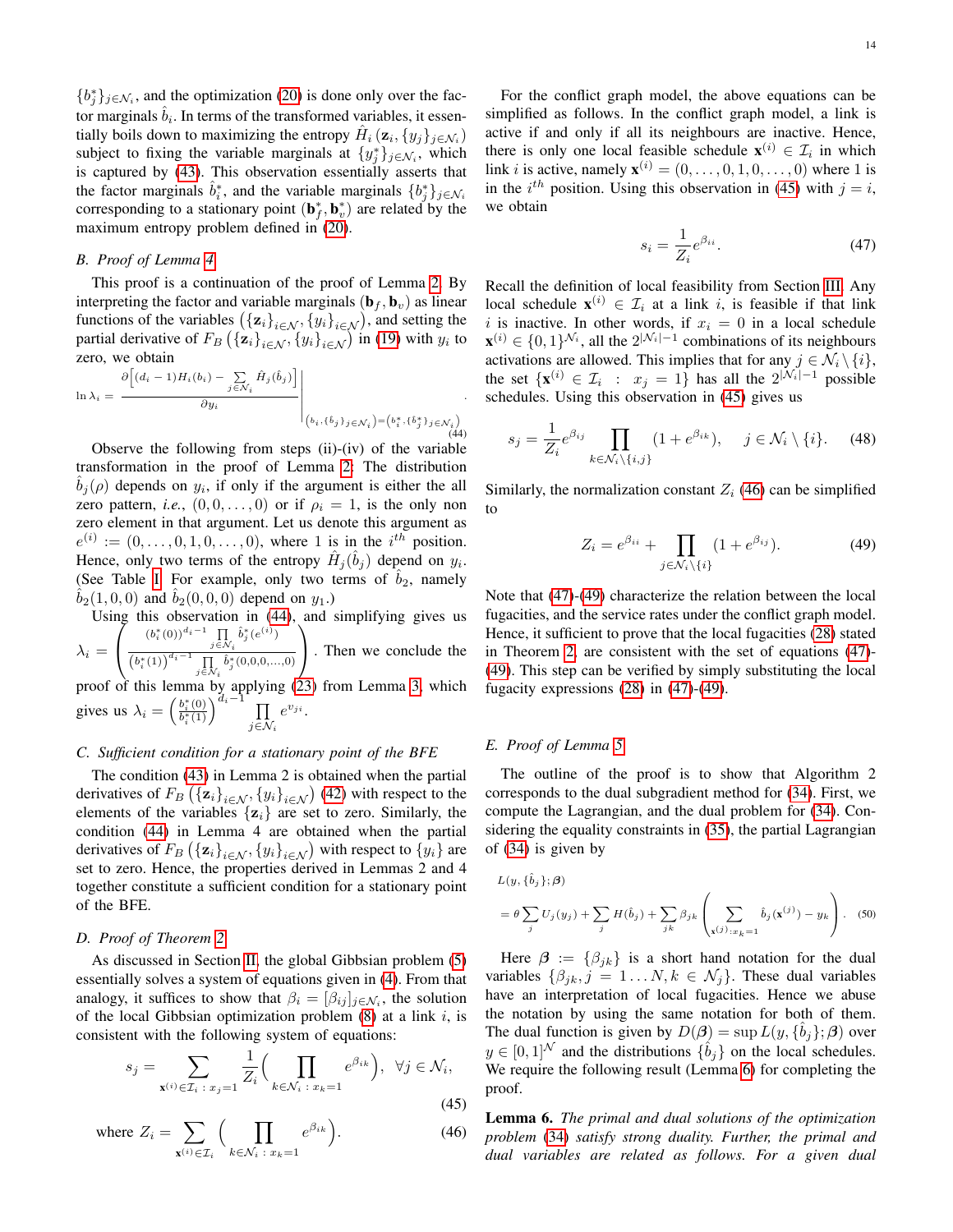$\{b_j^*\}_{j\in\mathcal{N}_i}$, and the optimization (20) is done only over the factor marginals $\hat{b}_i$. In terms of the transformed variables, it essentially boils down to maximizing the entropy $\hat{H}_i\left(\mathbf{z}_i, \{y_j\}_{j\in\mathcal{N}_i}\right)$ subject to fixing the variable marginals at $\{y_j^*\}_{j\in\mathcal{N}_i}$, which is captured by (43). This observation essentially asserts that the factor marginals $\hat{b}_i^*$, and the variable marginals $\{b_j^*\}_{j\in\mathcal{N}_i}$ corresponding to a stationary point $(\mathbf{b}_f^*, \mathbf{b}_v^*)$ are related by the maximum entropy problem defined in (20).

### B. Proof of Lemma 4

This proof is a continuation of the proof of Lemma 2. By interpreting the factor and variable marginals $(\mathbf{b}_f, \mathbf{b}_v)$ as linear functions of the variables $\left(\{\mathbf{z}_i\}_{i\in\mathcal{N}}, \{y_i\}_{i\in\mathcal{N}}\right)$, and setting the partial derivative of $F_B\left(\{\mathbf{z}_i\}_{i\in\mathcal{N}}, \{y_i\}_{i\in\mathcal{N}}\right)$ in (19) with $y_i$ to zero, we obtain

$$\ln \lambda_i = \left.\frac{\partial\left[(d_i-1)H_i(b_i) - \sum_{j\in\mathcal{N}_i}\hat{H}_j(\hat{b}_j)\right]}{\partial y_i}\right|_{\left(b_i, \{\hat{b}_j\}_{j\in\mathcal{N}_i}\right)=\left(b_i^*, \{\hat{b}_j^*\}_{j\in\mathcal{N}_i}\right)}. \tag{44}$$

Observe the following from steps (ii)-(iv) of the variable transformation in the proof of Lemma 2: The distribution $\hat{b}_j(\rho)$ depends on $y_i$, if only if the argument is either the all zero pattern, *i.e.*, $(0, 0, \ldots, 0)$ or if $\rho_i = 1$, is the only non zero element in that argument. Let us denote this argument as $e^{(i)} := (0, \ldots, 0, 1, 0, \ldots, 0)$, where 1 is in the $i^{th}$ position. Hence, only two terms of the entropy $\hat{H}_j(\hat{b}_j)$ depend on $y_i$. (See Table I. For example, only two terms of $\hat{b}_2$, namely $\hat{b}_2(1, 0, 0)$ and $\hat{b}_2(0, 0, 0)$ depend on $y_1$.)

Using this observation in (44), and simplifying gives us $\lambda_i = \left(\frac{(b_i^*(0))^{d_i-1}\prod_{j\in\mathcal{N}_i}\hat{b}_j^*(e^{(i)})}{(b_i^*(1))^{d_i-1}\prod_{j\in\mathcal{N}_i}\hat{b}_j^*(0,0,0,\ldots,0)}\right)$. Then we conclude the proof of this lemma by applying (23) from Lemma 3, which gives us $\lambda_i = \left(\frac{b_i^*(0)}{b_i^*(1)}\right)^{d_i-1}\prod_{j\in\mathcal{N}_i} e^{v_{ji}}$.

### C. Sufficient condition for a stationary point of the BFE

The condition (43) in Lemma 2 is obtained when the partial derivatives of $F_B\left(\{\mathbf{z}_i\}_{i\in\mathcal{N}}, \{y_i\}_{i\in\mathcal{N}}\right)$ (42) with respect to the elements of the variables $\{\mathbf{z}_i\}$ are set to zero. Similarly, the condition (44) in Lemma 4 are obtained when the partial derivatives of $F_B\left(\{\mathbf{z}_i\}_{i\in\mathcal{N}}, \{y_i\}_{i\in\mathcal{N}}\right)$ with respect to $\{y_i\}$ are set to zero. Hence, the properties derived in Lemmas 2 and 4 together constitute a sufficient condition for a stationary point of the BFE.

### D. Proof of Theorem 2

As discussed in Section II, the global Gibbsian problem (5) essentially solves a system of equations given in (4). From that analogy, it suffices to show that $\beta_i = [\beta_{ij}]_{j\in\mathcal{N}_i}$, the solution of the local Gibbsian optimization problem (8) at a link $i$, is consistent with the following system of equations:

$$s_j = \sum_{\mathbf{x}^{(i)}\in\mathcal{I}_i\,:\,x_j=1}\frac{1}{Z_i}\Big(\prod_{k\in\mathcal{N}_i\,:\,x_k=1}e^{\beta_{ik}}\Big), \;\; \forall j\in\mathcal{N}_i, \tag{45}$$

$$\text{where } Z_i = \sum_{\mathbf{x}^{(i)}\in\mathcal{I}_i}\Big(\prod_{k\in\mathcal{N}_i\,:\,x_k=1}e^{\beta_{ik}}\Big). \tag{46}$$

For the conflict graph model, the above equations can be simplified as follows. In the conflict graph model, a link is active if and only if all its neighbours are inactive. Hence, there is only one local feasible schedule $\mathbf{x}^{(i)}\in\mathcal{I}_i$ in which link $i$ is active, namely $\mathbf{x}^{(i)} = (0, \ldots, 0, 1, 0, \ldots, 0)$ where 1 is in the $i^{th}$ position. Using this observation in (45) with $j = i$, we obtain

$$s_i = \frac{1}{Z_i}e^{\beta_{ii}}. \tag{47}$$

Recall the definition of local feasibility from Section III. Any local schedule $\mathbf{x}^{(i)}\in\mathcal{I}_i$ at a link $i$, is feasible if that link $i$ is inactive. In other words, if $x_i = 0$ in a local schedule $\mathbf{x}^{(i)}\in\{0,1\}^{\mathcal{N}_i}$, all the $2^{|\mathcal{N}_i|-1}$ combinations of its neighbours activations are allowed. This implies that for any $j\in\mathcal{N}_i\setminus\{i\}$, the set $\{\mathbf{x}^{(i)}\in\mathcal{I}_i \;:\; x_j = 1\}$ has all the $2^{|\mathcal{N}_i|-1}$ possible schedules. Using this observation in (45) gives us

$$s_j = \frac{1}{Z_i}e^{\beta_{ij}}\prod_{k\in\mathcal{N}_i\setminus\{i,j\}}(1+e^{\beta_{ik}}), \quad j\in\mathcal{N}_i\setminus\{i\}. \tag{48}$$

Similarly, the normalization constant $Z_i$ (46) can be simplified to

$$Z_i = e^{\beta_{ii}} + \prod_{j\in\mathcal{N}_i\setminus\{i\}}(1+e^{\beta_{ij}}). \tag{49}$$

Note that (47)-(49) characterize the relation between the local fugacities, and the service rates under the conflict graph model. Hence, it sufficient to prove that the local fugacities (28) stated in Theorem 2, are consistent with the set of equations (47)-(49). This step can be verified by simply substituting the local fugacity expressions (28) in (47)-(49).

### E. Proof of Lemma 5

The outline of the proof is to show that Algorithm 2 corresponds to the dual subgradient method for (34). First, we compute the Lagrangian, and the dual problem for (34). Considering the equality constraints in (35), the partial Lagrangian of (34) is given by

$$\begin{aligned}&L(y, \{\hat{b}_j\}; \boldsymbol{\beta})\\ &= \theta\sum_j U_j(y_j) + \sum_j H(\hat{b}_j) + \sum_{jk}\beta_{jk}\left(\sum_{\mathbf{x}^{(j)}:x_k=1}\hat{b}_j(\mathbf{x}^{(j)}) - y_k\right).\end{aligned} \tag{50}$$

Here $\boldsymbol{\beta} := \{\beta_{jk}\}$ is a short hand notation for the dual variables $\{\beta_{jk}, j = 1\ldots N, k\in\mathcal{N}_j\}$. These dual variables have an interpretation of local fugacities. Hence we abuse the notation by using the same notation for both of them. The dual function is given by $D(\boldsymbol{\beta}) = \sup L(y, \{\hat{b}_j\}; \boldsymbol{\beta})$ over $y\in[0,1]^{\mathcal{N}}$ and the distributions $\{\hat{b}_j\}$ on the local schedules. We require the following result (Lemma 6) for completing the proof.

**Lemma 6.** *The primal and dual solutions of the optimization problem (34) satisfy strong duality. Further, the primal and dual variables are related as follows. For a given dual*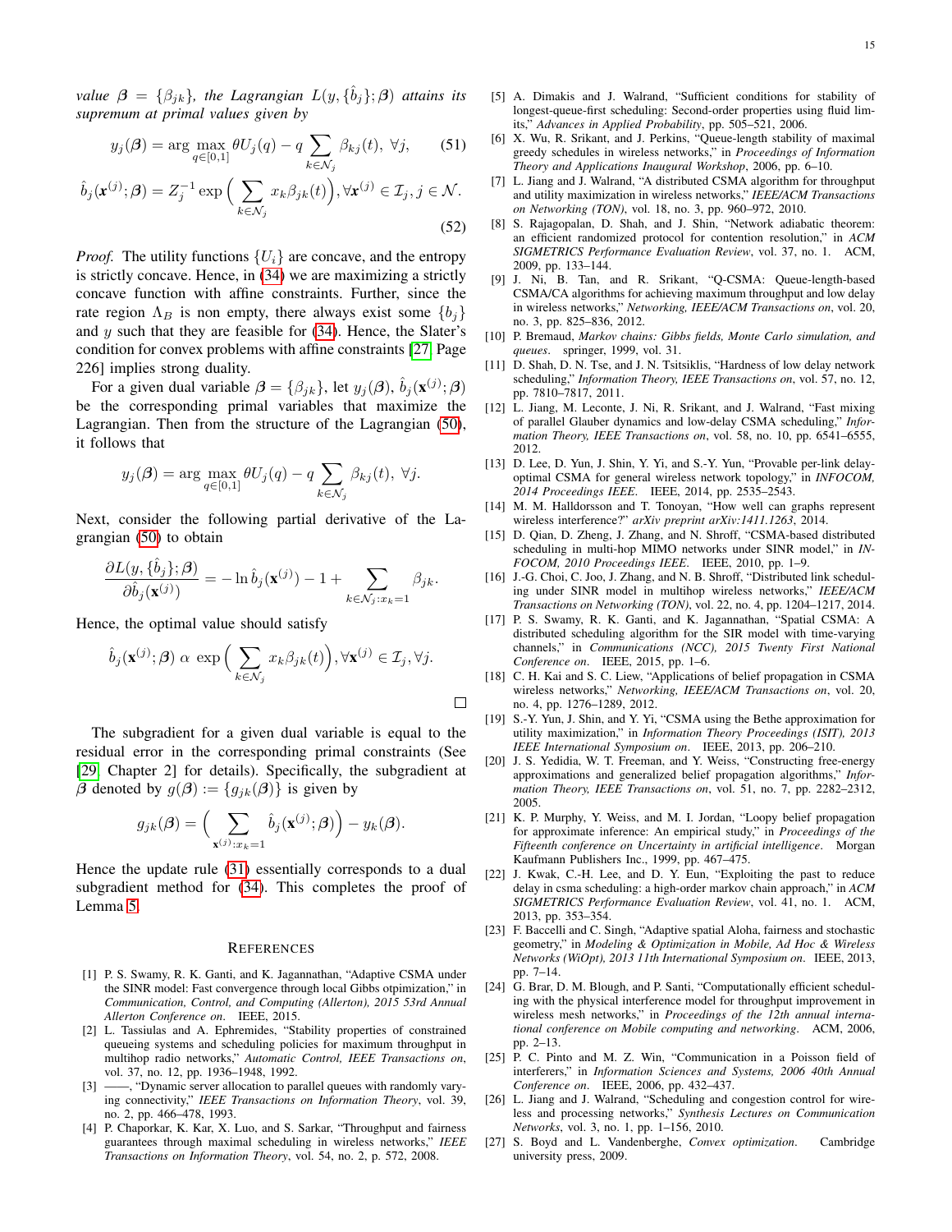*value $\boldsymbol{\beta} = \{\beta_{jk}\}$, the Lagrangian $L(y, \{\hat{b}_j\}; \boldsymbol{\beta})$ attains its supremum at primal values given by*

$$y_j(\boldsymbol{\beta}) = \arg\max_{q \in [0,1]} \theta U_j(q) - q \sum_{k \in \mathcal{N}_j} \beta_{kj}(t), \ \forall j, \tag{51}$$

$$\hat{b}_j(\mathbf{x}^{(j)}; \boldsymbol{\beta}) = Z_j^{-1} \exp\Big( \sum_{k \in \mathcal{N}_j} x_k \beta_{jk}(t) \Big), \forall \mathbf{x}^{(j)} \in \mathcal{I}_j, j \in \mathcal{N}. \tag{52}$$

*Proof.* The utility functions $\{U_i\}$ are concave, and the entropy is strictly concave. Hence, in (34) we are maximizing a strictly concave function with affine constraints. Further, since the rate region $\Lambda_B$ is non empty, there always exist some $\{b_j\}$ and $y$ such that they are feasible for (34). Hence, the Slater's condition for convex problems with affine constraints [27, Page 226] implies strong duality.

For a given dual variable $\boldsymbol{\beta} = \{\beta_{jk}\}$, let $y_j(\boldsymbol{\beta})$, $\hat{b}_j(\mathbf{x}^{(j)}; \boldsymbol{\beta})$ be the corresponding primal variables that maximize the Lagrangian. Then from the structure of the Lagrangian (50), it follows that

$$y_j(\boldsymbol{\beta}) = \arg\max_{q \in [0,1]} \theta U_j(q) - q \sum_{k \in \mathcal{N}_j} \beta_{kj}(t), \ \forall j.$$

Next, consider the following partial derivative of the Lagrangian (50) to obtain

$$\frac{\partial L(y, \{\hat{b}_j\}; \boldsymbol{\beta})}{\partial \hat{b}_j(\mathbf{x}^{(j)})} = -\ln \hat{b}_j(\mathbf{x}^{(j)}) - 1 + \sum_{k \in \mathcal{N}_j : x_k = 1} \beta_{jk}.$$

Hence, the optimal value should satisfy

$$\hat{b}_j(\mathbf{x}^{(j)}; \boldsymbol{\beta}) \ \alpha \ \exp\Big( \sum_{k \in \mathcal{N}_j} x_k \beta_{jk}(t) \Big), \forall \mathbf{x}^{(j)} \in \mathcal{I}_j, \forall j.$$

□

The subgradient for a given dual variable is equal to the residual error in the corresponding primal constraints (See [29, Chapter 2] for details). Specifically, the subgradient at $\boldsymbol{\beta}$ denoted by $g(\boldsymbol{\beta}) := \{g_{jk}(\boldsymbol{\beta})\}$ is given by

$$g_{jk}(\boldsymbol{\beta}) = \Big( \sum_{\mathbf{x}^{(j)} : x_k = 1} \hat{b}_j(\mathbf{x}^{(j)}; \boldsymbol{\beta}) \Big) - y_k(\boldsymbol{\beta}).$$

Hence the update rule (31) essentially corresponds to a dual subgradient method for (34). This completes the proof of Lemma 5.

## REFERENCES

[1] P. S. Swamy, R. K. Ganti, and K. Jagannathan, "Adaptive CSMA under the SINR model: Fast convergence through local Gibbs optimization," in *Communication, Control, and Computing (Allerton), 2015 53rd Annual Allerton Conference on*. IEEE, 2015.

[2] L. Tassiulas and A. Ephremides, "Stability properties of constrained queueing systems and scheduling policies for maximum throughput in multihop radio networks," *Automatic Control, IEEE Transactions on*, vol. 37, no. 12, pp. 1936–1948, 1992.

[3] ——, "Dynamic server allocation to parallel queues with randomly varying connectivity," *IEEE Transactions on Information Theory*, vol. 39, no. 2, pp. 466–478, 1993.

[4] P. Chaporkar, K. Kar, X. Luo, and S. Sarkar, "Throughput and fairness guarantees through maximal scheduling in wireless networks," *IEEE Transactions on Information Theory*, vol. 54, no. 2, p. 572, 2008.

[5] A. Dimakis and J. Walrand, "Sufficient conditions for stability of longest-queue-first scheduling: Second-order properties using fluid limits," *Advances in Applied Probability*, pp. 505–521, 2006.

[6] X. Wu, R. Srikant, and J. Perkins, "Queue-length stability of maximal greedy schedules in wireless networks," in *Proceedings of Information Theory and Applications Inaugural Workshop*, 2006, pp. 6–10.

[7] L. Jiang and J. Walrand, "A distributed CSMA algorithm for throughput and utility maximization in wireless networks," *IEEE/ACM Transactions on Networking (TON)*, vol. 18, no. 3, pp. 960–972, 2010.

[8] S. Rajagopalan, D. Shah, and J. Shin, "Network adiabatic theorem: an efficient randomized protocol for contention resolution," in *ACM SIGMETRICS Performance Evaluation Review*, vol. 37, no. 1. ACM, 2009, pp. 133–144.

[9] J. Ni, B. Tan, and R. Srikant, "Q-CSMA: Queue-length-based CSMA/CA algorithms for achieving maximum throughput and low delay in wireless networks," *Networking, IEEE/ACM Transactions on*, vol. 20, no. 3, pp. 825–836, 2012.

[10] P. Bremaud, *Markov chains: Gibbs fields, Monte Carlo simulation, and queues*. springer, 1999, vol. 31.

[11] D. Shah, D. N. Tse, and J. N. Tsitsiklis, "Hardness of low delay network scheduling," *Information Theory, IEEE Transactions on*, vol. 57, no. 12, pp. 7810–7817, 2011.

[12] L. Jiang, M. Leconte, J. Ni, R. Srikant, and J. Walrand, "Fast mixing of parallel Glauber dynamics and low-delay CSMA scheduling," *Information Theory, IEEE Transactions on*, vol. 58, no. 10, pp. 6541–6555, 2012.

[13] D. Lee, D. Yun, J. Shin, Y. Yi, and S.-Y. Yun, "Provable per-link delay-optimal CSMA for general wireless network topology," in *INFOCOM, 2014 Proceedings IEEE*. IEEE, 2014, pp. 2535–2543.

[14] M. M. Halldorsson and T. Tonoyan, "How well can graphs represent wireless interference?" *arXiv preprint arXiv:1411.1263*, 2014.

[15] D. Qian, D. Zheng, J. Zhang, and N. Shroff, "CSMA-based distributed scheduling in multi-hop MIMO networks under SINR model," in *INFOCOM, 2010 Proceedings IEEE*. IEEE, 2010, pp. 1–9.

[16] J.-G. Choi, C. Joo, J. Zhang, and N. B. Shroff, "Distributed link scheduling under SINR model in multihop wireless networks," *IEEE/ACM Transactions on Networking (TON)*, vol. 22, no. 4, pp. 1204–1217, 2014.

[17] P. S. Swamy, R. K. Ganti, and K. Jagannathan, "Spatial CSMA: A distributed scheduling algorithm for the SIR model with time-varying channels," in *Communications (NCC), 2015 Twenty First National Conference on*. IEEE, 2015, pp. 1–6.

[18] C. H. Kai and S. C. Liew, "Applications of belief propagation in CSMA wireless networks," *Networking, IEEE/ACM Transactions on*, vol. 20, no. 4, pp. 1276–1289, 2012.

[19] S.-Y. Yun, J. Shin, and Y. Yi, "CSMA using the Bethe approximation for utility maximization," in *Information Theory Proceedings (ISIT), 2013 IEEE International Symposium on*. IEEE, 2013, pp. 206–210.

[20] J. S. Yedidia, W. T. Freeman, and Y. Weiss, "Constructing free-energy approximations and generalized belief propagation algorithms," *Information Theory, IEEE Transactions on*, vol. 51, no. 7, pp. 2282–2312, 2005.

[21] K. P. Murphy, Y. Weiss, and M. I. Jordan, "Loopy belief propagation for approximate inference: An empirical study," in *Proceedings of the Fifteenth conference on Uncertainty in artificial intelligence*. Morgan Kaufmann Publishers Inc., 1999, pp. 467–475.

[22] J. Kwak, C.-H. Lee, and D. Y. Eun, "Exploiting the past to reduce delay in csma scheduling: a high-order markov chain approach," in *ACM SIGMETRICS Performance Evaluation Review*, vol. 41, no. 1. ACM, 2013, pp. 353–354.

[23] F. Baccelli and C. Singh, "Adaptive spatial Aloha, fairness and stochastic geometry," in *Modeling & Optimization in Mobile, Ad Hoc & Wireless Networks (WiOpt), 2013 11th International Symposium on*. IEEE, 2013, pp. 7–14.

[24] G. Brar, D. M. Blough, and P. Santi, "Computationally efficient scheduling with the physical interference model for throughput improvement in wireless mesh networks," in *Proceedings of the 12th annual international conference on Mobile computing and networking*. ACM, 2006, pp. 2–13.

[25] P. C. Pinto and M. Z. Win, "Communication in a Poisson field of interferers," in *Information Sciences and Systems, 2006 40th Annual Conference on*. IEEE, 2006, pp. 432–437.

[26] L. Jiang and J. Walrand, "Scheduling and congestion control for wireless and processing networks," *Synthesis Lectures on Communication Networks*, vol. 3, no. 1, pp. 1–156, 2010.

[27] S. Boyd and L. Vandenberghe, *Convex optimization*. Cambridge university press, 2009.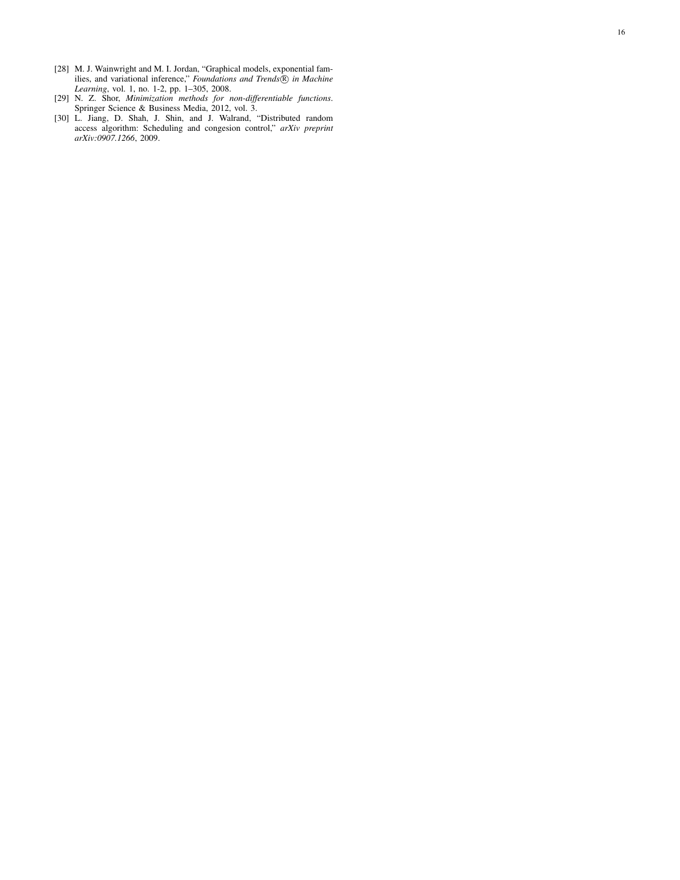[28] M. J. Wainwright and M. I. Jordan, "Graphical models, exponential families, and variational inference," *Foundations and Trends® in Machine Learning*, vol. 1, no. 1-2, pp. 1–305, 2008.

[29] N. Z. Shor, *Minimization methods for non-differentiable functions*. Springer Science & Business Media, 2012, vol. 3.

[30] L. Jiang, D. Shah, J. Shin, and J. Walrand, "Distributed random access algorithm: Scheduling and congesion control," *arXiv preprint arXiv:0907.1266*, 2009.